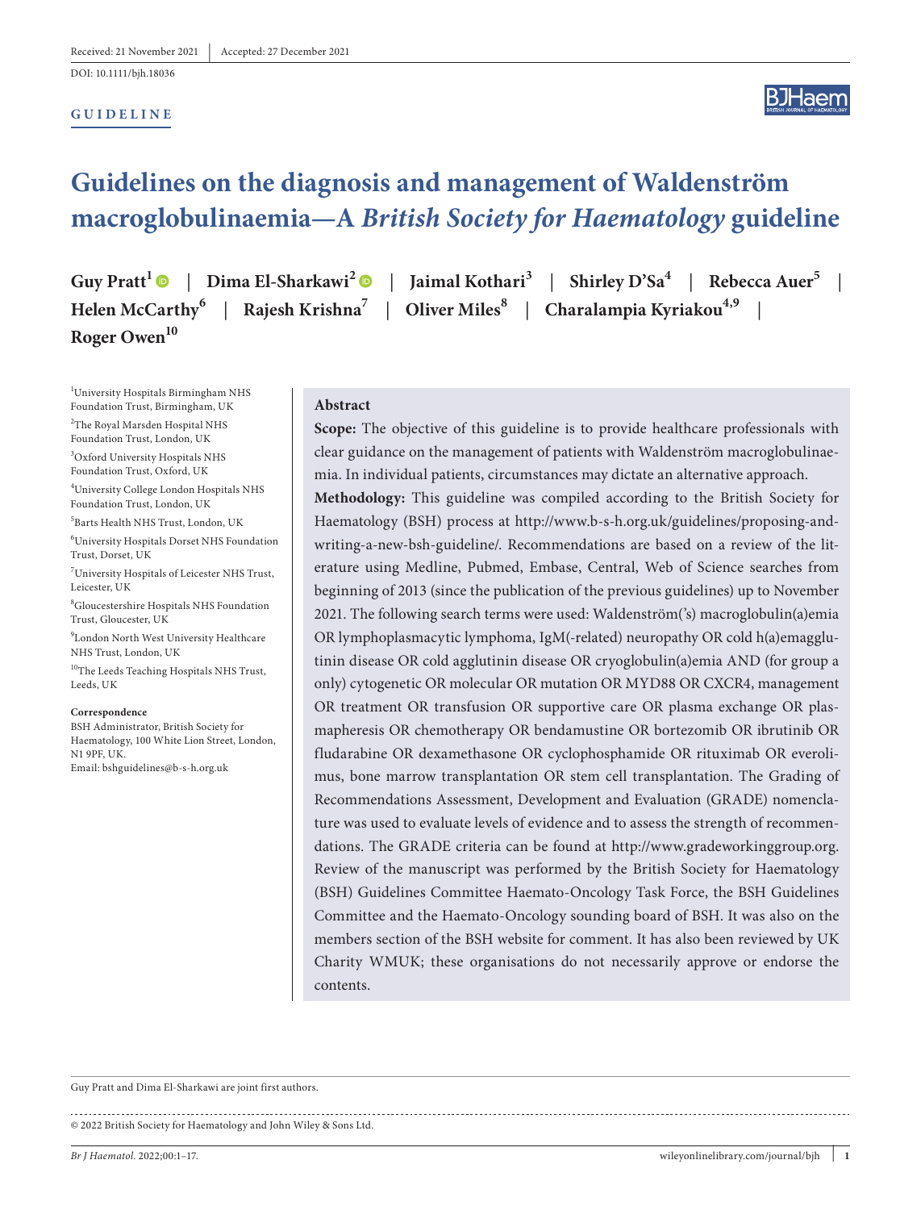Received: 21 November 2021 | Accepted: 27 December 2021

DOI: 10.1111/bjh.18036

**GUIDELINE**

# Guidelines on the diagnosis and management of Waldenström macroglobulinaemia—A *British Society for Haematology* guideline

**Guy Pratt**[1] | **Dima El-Sharkawi**[2] | **Jaimal Kothari**[3] | **Shirley D'Sa**[4] | **Rebecca Auer**[5] | **Helen McCarthy**[6] | **Rajesh Krishna**[7] | **Oliver Miles**[8] | **Charalampia Kyriakou**[4,9] | **Roger Owen**[10]

[1]University Hospitals Birmingham NHS Foundation Trust, Birmingham, UK

[2]The Royal Marsden Hospital NHS Foundation Trust, London, UK

[3]Oxford University Hospitals NHS Foundation Trust, Oxford, UK

[4]University College London Hospitals NHS Foundation Trust, London, UK

[5]Barts Health NHS Trust, London, UK

[6]University Hospitals Dorset NHS Foundation Trust, Dorset, UK

[7]University Hospitals of Leicester NHS Trust, Leicester, UK

[8]Gloucestershire Hospitals NHS Foundation Trust, Gloucester, UK

[9]London North West University Healthcare NHS Trust, London, UK

[10]The Leeds Teaching Hospitals NHS Trust, Leeds, UK

**Correspondence**

BSH Administrator, British Society for Haematology, 100 White Lion Street, London, N1 9PF, UK.

Email: bshguidelines@b-s-h.org.uk

## Abstract

**Scope:** The objective of this guideline is to provide healthcare professionals with clear guidance on the management of patients with Waldenström macroglobulinaemia. In individual patients, circumstances may dictate an alternative approach.

**Methodology:** This guideline was compiled according to the British Society for Haematology (BSH) process at http://www.b-s-h.org.uk/guidelines/proposing-and-writing-a-new-bsh-guideline/. Recommendations are based on a review of the literature using Medline, Pubmed, Embase, Central, Web of Science searches from beginning of 2013 (since the publication of the previous guidelines) up to November 2021. The following search terms were used: Waldenström('s) macroglobulin(a)emia OR lymphoplasmacytic lymphoma, IgM(-related) neuropathy OR cold h(a)emagglutinin disease OR cold agglutinin disease OR cryoglobulin(a)emia AND (for group a only) cytogenetic OR molecular OR mutation OR MYD88 OR CXCR4, management OR treatment OR transfusion OR supportive care OR plasma exchange OR plasmapheresis OR chemotherapy OR bendamustine OR bortezomib OR ibrutinib OR fludarabine OR dexamethasone OR cyclophosphamide OR rituximab OR everolimus, bone marrow transplantation OR stem cell transplantation. The Grading of Recommendations Assessment, Development and Evaluation (GRADE) nomenclature was used to evaluate levels of evidence and to assess the strength of recommendations. The GRADE criteria can be found at http://www.gradeworkinggroup.org. Review of the manuscript was performed by the British Society for Haematology (BSH) Guidelines Committee Haemato-Oncology Task Force, the BSH Guidelines Committee and the Haemato-Oncology sounding board of BSH. It was also on the members section of the BSH website for comment. It has also been reviewed by UK Charity WMUK; these organisations do not necessarily approve or endorse the contents.

Guy Pratt and Dima El-Sharkawi are joint first authors.

© 2022 British Society for Haematology and John Wiley & Sons Ltd.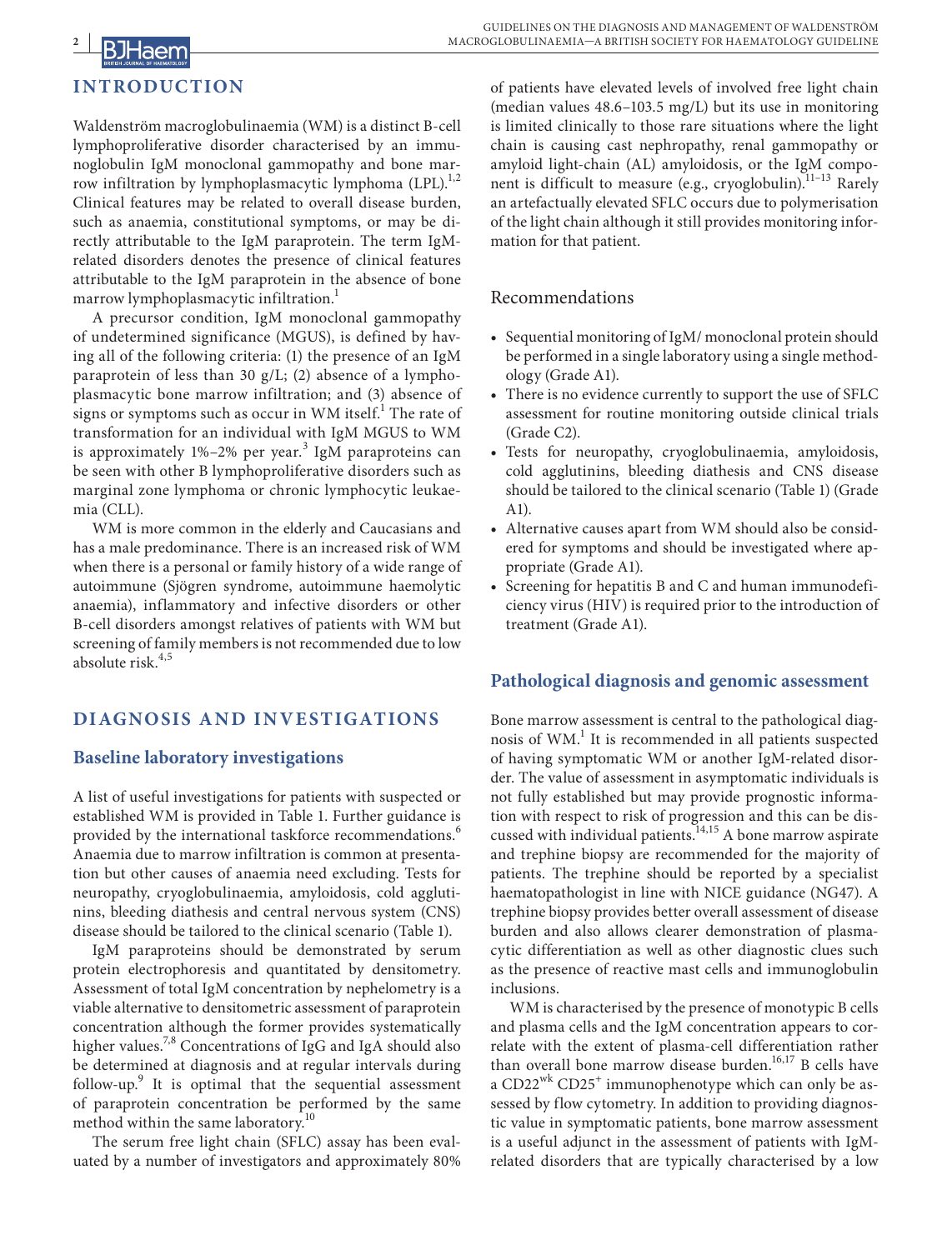## INTRODUCTION

Waldenström macroglobulinaemia (WM) is a distinct B-cell lymphoproliferative disorder characterised by an immunoglobulin IgM monoclonal gammopathy and bone marrow infiltration by lymphoplasmacytic lymphoma (LPL).[1,2] Clinical features may be related to overall disease burden, such as anaemia, constitutional symptoms, or may be directly attributable to the IgM paraprotein. The term IgM-related disorders denotes the presence of clinical features attributable to the IgM paraprotein in the absence of bone marrow lymphoplasmacytic infiltration.[1]

A precursor condition, IgM monoclonal gammopathy of undetermined significance (MGUS), is defined by having all of the following criteria: (1) the presence of an IgM paraprotein of less than 30 g/L; (2) absence of a lymphoplasmacytic bone marrow infiltration; and (3) absence of signs or symptoms such as occur in WM itself.[1] The rate of transformation for an individual with IgM MGUS to WM is approximately 1%–2% per year.[3] IgM paraproteins can be seen with other B lymphoproliferative disorders such as marginal zone lymphoma or chronic lymphocytic leukaemia (CLL).

WM is more common in the elderly and Caucasians and has a male predominance. There is an increased risk of WM when there is a personal or family history of a wide range of autoimmune (Sjögren syndrome, autoimmune haemolytic anaemia), inflammatory and infective disorders or other B-cell disorders amongst relatives of patients with WM but screening of family members is not recommended due to low absolute risk.[4,5]

## DIAGNOSIS AND INVESTIGATIONS

### Baseline laboratory investigations

A list of useful investigations for patients with suspected or established WM is provided in Table 1. Further guidance is provided by the international taskforce recommendations.[6] Anaemia due to marrow infiltration is common at presentation but other causes of anaemia need excluding. Tests for neuropathy, cryoglobulinaemia, amyloidosis, cold agglutinins, bleeding diathesis and central nervous system (CNS) disease should be tailored to the clinical scenario (Table 1).

IgM paraproteins should be demonstrated by serum protein electrophoresis and quantitated by densitometry. Assessment of total IgM concentration by nephelometry is a viable alternative to densitometric assessment of paraprotein concentration although the former provides systematically higher values.[7,8] Concentrations of IgG and IgA should also be determined at diagnosis and at regular intervals during follow-up.[9] It is optimal that the sequential assessment of paraprotein concentration be performed by the same method within the same laboratory.[10]

The serum free light chain (SFLC) assay has been evaluated by a number of investigators and approximately 80% of patients have elevated levels of involved free light chain (median values 48.6–103.5 mg/L) but its use in monitoring is limited clinically to those rare situations where the light chain is causing cast nephropathy, renal gammopathy or amyloid light-chain (AL) amyloidosis, or the IgM component is difficult to measure (e.g., cryoglobulin).[11–13] Rarely an artefactually elevated SFLC occurs due to polymerisation of the light chain although it still provides monitoring information for that patient.

#### Recommendations

- Sequential monitoring of IgM/ monoclonal protein should be performed in a single laboratory using a single methodology (Grade A1).
- There is no evidence currently to support the use of SFLC assessment for routine monitoring outside clinical trials (Grade C2).
- Tests for neuropathy, cryoglobulinaemia, amyloidosis, cold agglutinins, bleeding diathesis and CNS disease should be tailored to the clinical scenario (Table 1) (Grade A1).
- Alternative causes apart from WM should also be considered for symptoms and should be investigated where appropriate (Grade A1).
- Screening for hepatitis B and C and human immunodeficiency virus (HIV) is required prior to the introduction of treatment (Grade A1).

### Pathological diagnosis and genomic assessment

Bone marrow assessment is central to the pathological diagnosis of WM.[1] It is recommended in all patients suspected of having symptomatic WM or another IgM-related disorder. The value of assessment in asymptomatic individuals is not fully established but may provide prognostic information with respect to risk of progression and this can be discussed with individual patients.[14,15] A bone marrow aspirate and trephine biopsy are recommended for the majority of patients. The trephine should be reported by a specialist haematopathologist in line with NICE guidance (NG47). A trephine biopsy provides better overall assessment of disease burden and also allows clearer demonstration of plasmacytic differentiation as well as other diagnostic clues such as the presence of reactive mast cells and immunoglobulin inclusions.

WM is characterised by the presence of monotypic B cells and plasma cells and the IgM concentration appears to correlate with the extent of plasma-cell differentiation rather than overall bone marrow disease burden.[16,17] B cells have a $CD22^{wk}$ $CD25^{+}$ immunophenotype which can only be assessed by flow cytometry. In addition to providing diagnostic value in symptomatic patients, bone marrow assessment is a useful adjunct in the assessment of patients with IgM-related disorders that are typically characterised by a low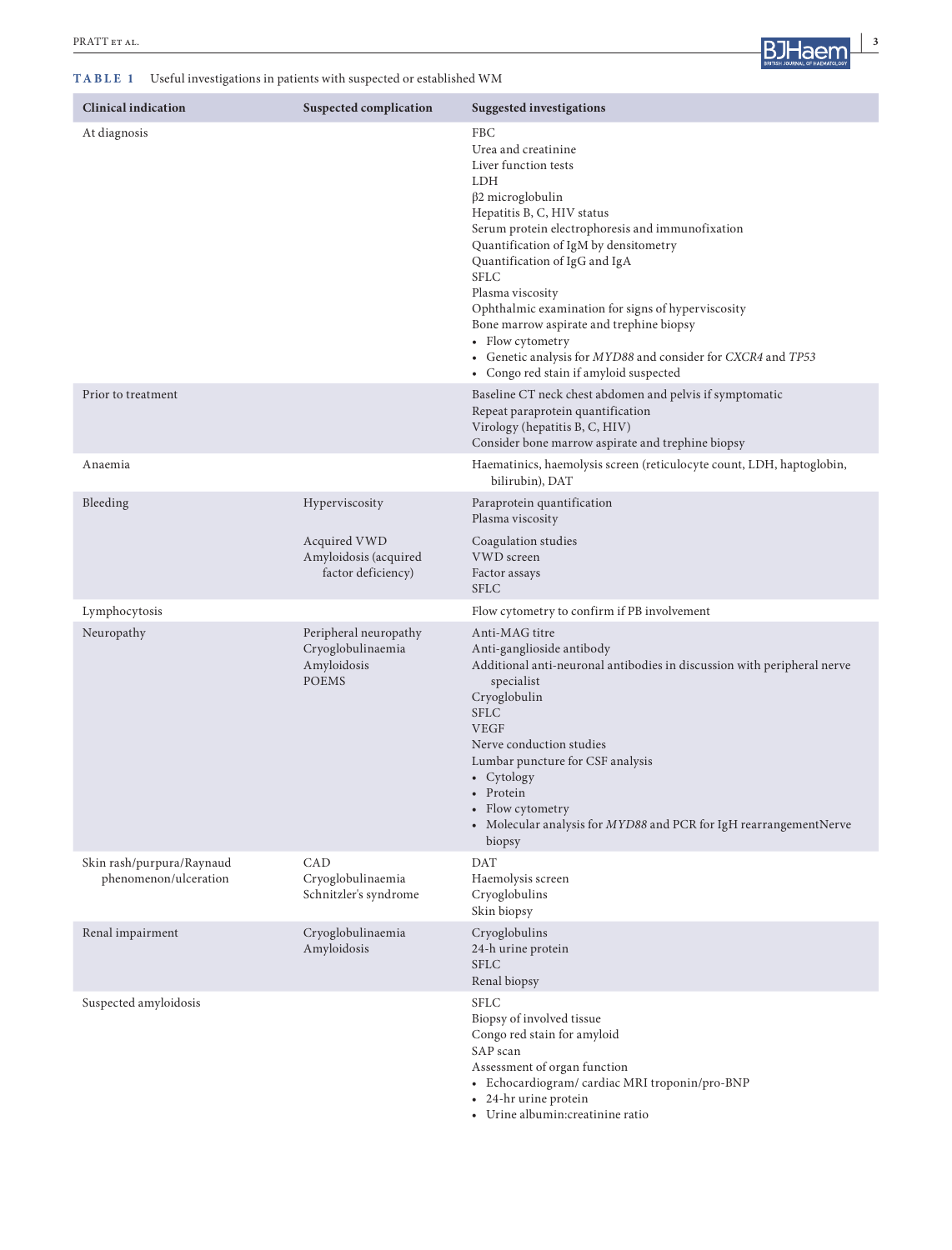**TABLE 1** Useful investigations in patients with suspected or established WM

| Clinical indication | Suspected complication | Suggested investigations |
|---|---|---|
| At diagnosis | | FBC<br>Urea and creatinine<br>Liver function tests<br>LDH<br>β2 microglobulin<br>Hepatitis B, C, HIV status<br>Serum protein electrophoresis and immunofixation<br>Quantification of IgM by densitometry<br>Quantification of IgG and IgA<br>SFLC<br>Plasma viscosity<br>Ophthalmic examination for signs of hyperviscosity<br>Bone marrow aspirate and trephine biopsy<br>• Flow cytometry<br>• Genetic analysis for *MYD88* and consider for *CXCR4* and *TP53*<br>• Congo red stain if amyloid suspected |
| Prior to treatment | | Baseline CT neck chest abdomen and pelvis if symptomatic<br>Repeat paraprotein quantification<br>Virology (hepatitis B, C, HIV)<br>Consider bone marrow aspirate and trephine biopsy |
| Anaemia | | Haematinics, haemolysis screen (reticulocyte count, LDH, haptoglobin, bilirubin), DAT |
| Bleeding | Hyperviscosity | Paraprotein quantification<br>Plasma viscosity |
| | Acquired VWD<br>Amyloidosis (acquired factor deficiency) | Coagulation studies<br>VWD screen<br>Factor assays<br>SFLC |
| Lymphocytosis | | Flow cytometry to confirm if PB involvement |
| Neuropathy | Peripheral neuropathy<br>Cryoglobulinaemia<br>Amyloidosis<br>POEMS | Anti-MAG titre<br>Anti-ganglioside antibody<br>Additional anti-neuronal antibodies in discussion with peripheral nerve specialist<br>Cryoglobulin<br>SFLC<br>VEGF<br>Nerve conduction studies<br>Lumbar puncture for CSF analysis<br>• Cytology<br>• Protein<br>• Flow cytometry<br>• Molecular analysis for *MYD88* and PCR for IgH rearrangementNerve biopsy |
| Skin rash/purpura/Raynaud phenomenon/ulceration | CAD<br>Cryoglobulinaemia<br>Schnitzler's syndrome | DAT<br>Haemolysis screen<br>Cryoglobulins<br>Skin biopsy |
| Renal impairment | Cryoglobulinaemia<br>Amyloidosis | Cryoglobulins<br>24-h urine protein<br>SFLC<br>Renal biopsy |
| Suspected amyloidosis | | SFLC<br>Biopsy of involved tissue<br>Congo red stain for amyloid<br>SAP scan<br>Assessment of organ function<br>• Echocardiogram/ cardiac MRI troponin/pro-BNP<br>• 24-hr urine protein<br>• Urine albumin:creatinine ratio |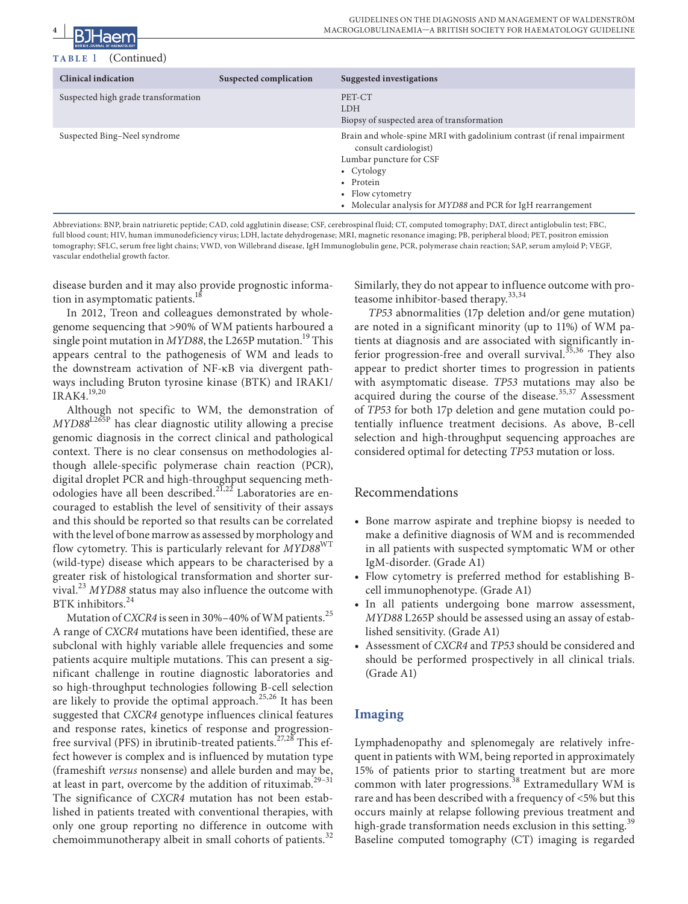**TABLE 1** (Continued)

| Clinical indication | Suspected complication | Suggested investigations |
|---|---|---|
| Suspected high grade transformation | | PET-CT<br>LDH<br>Biopsy of suspected area of transformation |
| Suspected Bing–Neel syndrome | | Brain and whole-spine MRI with gadolinium contrast (if renal impairment consult cardiologist)<br>Lumbar puncture for CSF<br>• Cytology<br>• Protein<br>• Flow cytometry<br>• Molecular analysis for *MYD88* and PCR for IgH rearrangement |

Abbreviations: BNP, brain natriuretic peptide; CAD, cold agglutinin disease; CSF, cerebrospinal fluid; CT, computed tomography; DAT, direct antiglobulin test; FBC, full blood count; HIV, human immunodeficiency virus; LDH, lactate dehydrogenase; MRI, magnetic resonance imaging; PB, peripheral blood; PET, positron emission tomography; SFLC, serum free light chains; VWD, von Willebrand disease, IgH Immunoglobulin gene, PCR, polymerase chain reaction; SAP, serum amyloid P; VEGF, vascular endothelial growth factor.

disease burden and it may also provide prognostic information in asymptomatic patients.[18]

In 2012, Treon and colleagues demonstrated by whole-genome sequencing that >90% of WM patients harboured a single point mutation in *MYD88*, the L265P mutation.[19] This appears central to the pathogenesis of WM and leads to the downstream activation of NF-κB via divergent pathways including Bruton tyrosine kinase (BTK) and IRAK1/IRAK4.[19,20]

Although not specific to WM, the demonstration of *MYD88*$^{L265P}$ has clear diagnostic utility allowing a precise genomic diagnosis in the correct clinical and pathological context. There is no clear consensus on methodologies although allele-specific polymerase chain reaction (PCR), digital droplet PCR and high-throughput sequencing methodologies have all been described.[21,22] Laboratories are encouraged to establish the level of sensitivity of their assays and this should be reported so that results can be correlated with the level of bone marrow as assessed by morphology and flow cytometry. This is particularly relevant for *MYD88*$^{WT}$ (wild-type) disease which appears to be characterised by a greater risk of histological transformation and shorter survival.[23] *MYD88* status may also influence the outcome with BTK inhibitors.[24]

Mutation of *CXCR4* is seen in 30%–40% of WM patients.[25] A range of *CXCR4* mutations have been identified, these are subclonal with highly variable allele frequencies and some patients acquire multiple mutations. This can present a significant challenge in routine diagnostic laboratories and so high-throughput technologies following B-cell selection are likely to provide the optimal approach.[25,26] It has been suggested that *CXCR4* genotype influences clinical features and response rates, kinetics of response and progression-free survival (PFS) in ibrutinib-treated patients.[27,28] This effect however is complex and is influenced by mutation type (frameshift *versus* nonsense) and allele burden and may be, at least in part, overcome by the addition of rituximab.[29–31] The significance of *CXCR4* mutation has not been established in patients treated with conventional therapies, with only one group reporting no difference in outcome with chemoimmunotherapy albeit in small cohorts of patients.[32] Similarly, they do not appear to influence outcome with proteasome inhibitor-based therapy.[33,34]

*TP53* abnormalities (17p deletion and/or gene mutation) are noted in a significant minority (up to 11%) of WM patients at diagnosis and are associated with significantly inferior progression-free and overall survival.[35,36] They also appear to predict shorter times to progression in patients with asymptomatic disease. *TP53* mutations may also be acquired during the course of the disease.[35,37] Assessment of *TP53* for both 17p deletion and gene mutation could potentially influence treatment decisions. As above, B-cell selection and high-throughput sequencing approaches are considered optimal for detecting *TP53* mutation or loss.

### Recommendations

- Bone marrow aspirate and trephine biopsy is needed to make a definitive diagnosis of WM and is recommended in all patients with suspected symptomatic WM or other IgM-disorder. (Grade A1)
- Flow cytometry is preferred method for establishing B-cell immunophenotype. (Grade A1)
- In all patients undergoing bone marrow assessment, *MYD88* L265P should be assessed using an assay of established sensitivity. (Grade A1)
- Assessment of *CXCR4* and *TP53* should be considered and should be performed prospectively in all clinical trials. (Grade A1)

## Imaging

Lymphadenopathy and splenomegaly are relatively infrequent in patients with WM, being reported in approximately 15% of patients prior to starting treatment but are more common with later progressions.[38] Extramedullary WM is rare and has been described with a frequency of <5% but this occurs mainly at relapse following previous treatment and high-grade transformation needs exclusion in this setting.[39] Baseline computed tomography (CT) imaging is regarded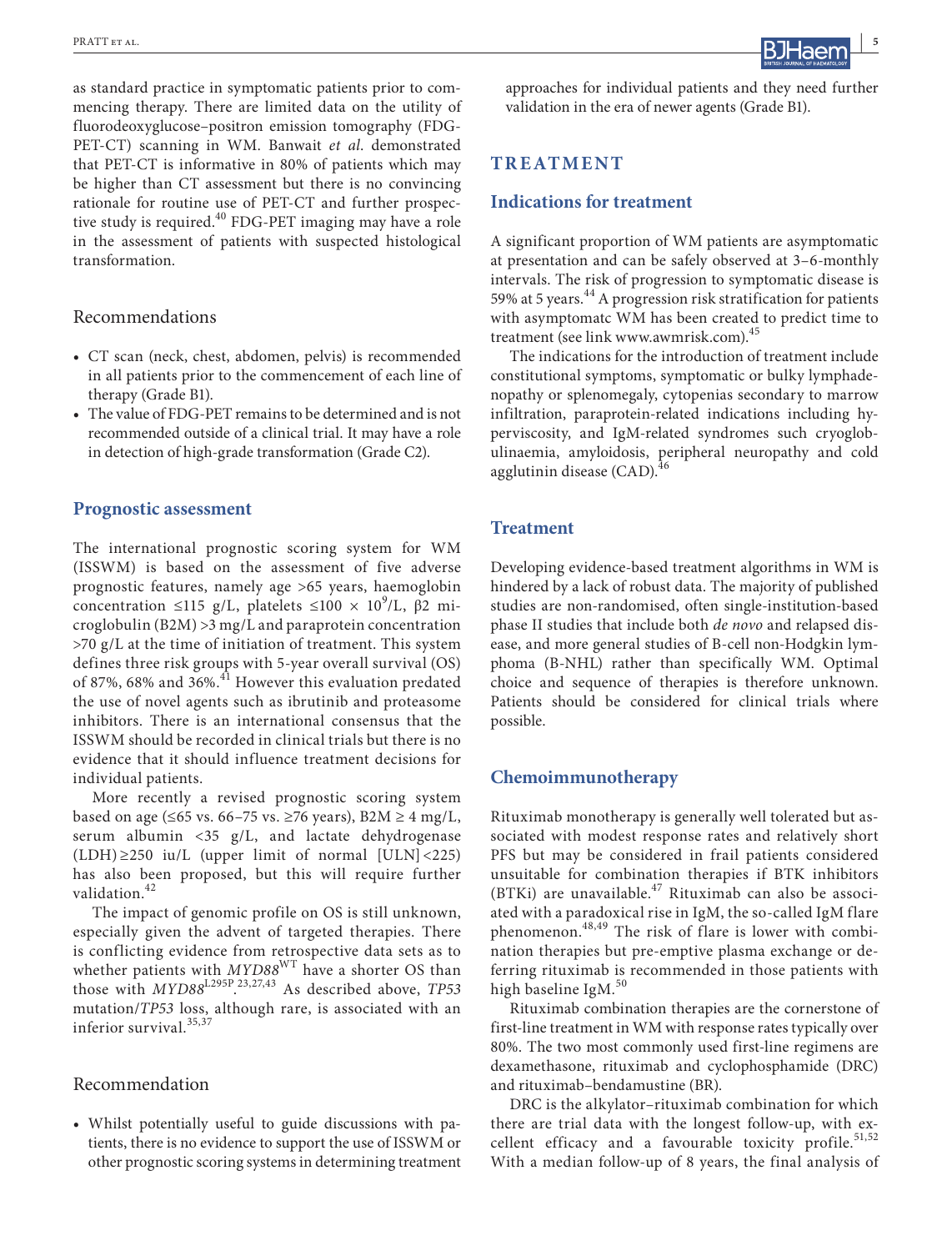as standard practice in symptomatic patients prior to commencing therapy. There are limited data on the utility of fluorodeoxyglucose–positron emission tomography (FDG-PET-CT) scanning in WM. Banwait *et al*. demonstrated that PET-CT is informative in 80% of patients which may be higher than CT assessment but there is no convincing rationale for routine use of PET-CT and further prospective study is required.[40] FDG-PET imaging may have a role in the assessment of patients with suspected histological transformation.

### Recommendations

- CT scan (neck, chest, abdomen, pelvis) is recommended in all patients prior to the commencement of each line of therapy (Grade B1).
- The value of FDG-PET remains to be determined and is not recommended outside of a clinical trial. It may have a role in detection of high-grade transformation (Grade C2).

## Prognostic assessment

The international prognostic scoring system for WM (ISSWM) is based on the assessment of five adverse prognostic features, namely age >65 years, haemoglobin concentration ≤115 g/L, platelets ≤100 × $10^9$/L, β2 microglobulin (B2M) >3 mg/L and paraprotein concentration >70 g/L at the time of initiation of treatment. This system defines three risk groups with 5-year overall survival (OS) of 87%, 68% and 36%.[41] However this evaluation predated the use of novel agents such as ibrutinib and proteasome inhibitors. There is an international consensus that the ISSWM should be recorded in clinical trials but there is no evidence that it should influence treatment decisions for individual patients.

More recently a revised prognostic scoring system based on age (≤65 vs. 66–75 vs. ≥76 years), B2M ≥ 4 mg/L, serum albumin <35 g/L, and lactate dehydrogenase (LDH) ≥250 iu/L (upper limit of normal [ULN] <225) has also been proposed, but this will require further validation.[42]

The impact of genomic profile on OS is still unknown, especially given the advent of targeted therapies. There is conflicting evidence from retrospective data sets as to whether patients with *MYD88*$^{WT}$ have a shorter OS than those with *MYD88*$^{L295P}$.[23,27,43] As described above, *TP53* mutation/*TP53* loss, although rare, is associated with an inferior survival.[35,37]

### Recommendation

- Whilst potentially useful to guide discussions with patients, there is no evidence to support the use of ISSWM or other prognostic scoring systems in determining treatment approaches for individual patients and they need further validation in the era of newer agents (Grade B1).

# TREATMENT

## Indications for treatment

A significant proportion of WM patients are asymptomatic at presentation and can be safely observed at 3–6-monthly intervals. The risk of progression to symptomatic disease is 59% at 5 years.[44] A progression risk stratification for patients with asymptomatc WM has been created to predict time to treatment (see link www.awmrisk.com).[45]

The indications for the introduction of treatment include constitutional symptoms, symptomatic or bulky lymphadenopathy or splenomegaly, cytopenias secondary to marrow infiltration, paraprotein-related indications including hyperviscosity, and IgM-related syndromes such cryoglobulinaemia, amyloidosis, peripheral neuropathy and cold agglutinin disease (CAD).[46]

## Treatment

Developing evidence-based treatment algorithms in WM is hindered by a lack of robust data. The majority of published studies are non-randomised, often single-institution-based phase II studies that include both *de novo* and relapsed disease, and more general studies of B-cell non-Hodgkin lymphoma (B-NHL) rather than specifically WM. Optimal choice and sequence of therapies is therefore unknown. Patients should be considered for clinical trials where possible.

## Chemoimmunotherapy

Rituximab monotherapy is generally well tolerated but associated with modest response rates and relatively short PFS but may be considered in frail patients considered unsuitable for combination therapies if BTK inhibitors (BTKi) are unavailable.[47] Rituximab can also be associated with a paradoxical rise in IgM, the so-called IgM flare phenomenon.[48,49] The risk of flare is lower with combination therapies but pre-emptive plasma exchange or deferring rituximab is recommended in those patients with high baseline IgM.[50]

Rituximab combination therapies are the cornerstone of first-line treatment in WM with response rates typically over 80%. The two most commonly used first-line regimens are dexamethasone, rituximab and cyclophosphamide (DRC) and rituximab–bendamustine (BR).

DRC is the alkylator–rituximab combination for which there are trial data with the longest follow-up, with excellent efficacy and a favourable toxicity profile.[51,52] With a median follow-up of 8 years, the final analysis of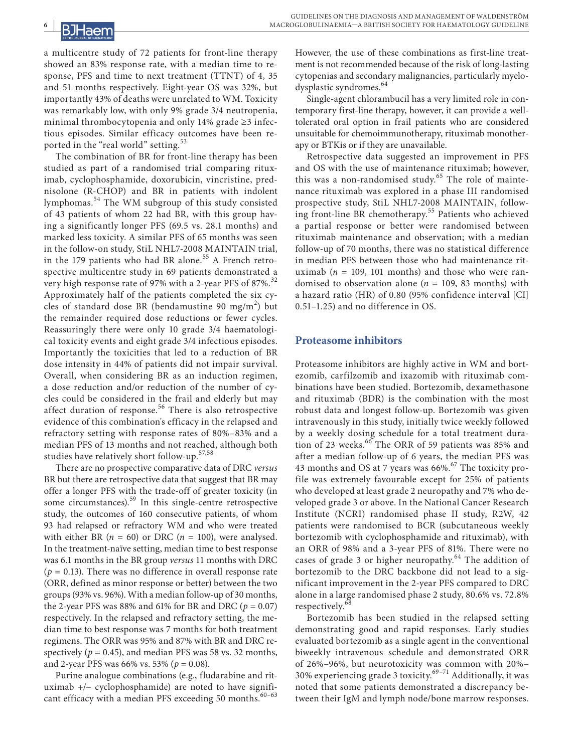a multicentre study of 72 patients for front-line therapy showed an 83% response rate, with a median time to response, PFS and time to next treatment (TTNT) of 4, 35 and 51 months respectively. Eight-year OS was 32%, but importantly 43% of deaths were unrelated to WM. Toxicity was remarkably low, with only 9% grade 3/4 neutropenia, minimal thrombocytopenia and only 14% grade ≥3 infectious episodes. Similar efficacy outcomes have been reported in the "real world" setting.[53]

The combination of BR for front-line therapy has been studied as part of a randomised trial comparing rituximab, cyclophosphamide, doxorubicin, vincristine, prednisolone (R-CHOP) and BR in patients with indolent lymphomas.[54] The WM subgroup of this study consisted of 43 patients of whom 22 had BR, with this group having a significantly longer PFS (69.5 vs. 28.1 months) and marked less toxicity. A similar PFS of 65 months was seen in the follow-on study, StiL NHL7-2008 MAINTAIN trial, in the 179 patients who had BR alone.[55] A French retrospective multicentre study in 69 patients demonstrated a very high response rate of 97% with a 2-year PFS of 87%.[32] Approximately half of the patients completed the six cycles of standard dose BR (bendamustine 90 mg/m$^2$) but the remainder required dose reductions or fewer cycles. Reassuringly there were only 10 grade 3/4 haematological toxicity events and eight grade 3/4 infectious episodes. Importantly the toxicities that led to a reduction of BR dose intensity in 44% of patients did not impair survival. Overall, when considering BR as an induction regimen, a dose reduction and/or reduction of the number of cycles could be considered in the frail and elderly but may affect duration of response.[56] There is also retrospective evidence of this combination's efficacy in the relapsed and refractory setting with response rates of 80%–83% and a median PFS of 13 months and not reached, although both studies have relatively short follow-up.[57,58]

There are no prospective comparative data of DRC *versus* BR but there are retrospective data that suggest that BR may offer a longer PFS with the trade-off of greater toxicity (in some circumstances).[59] In this single-centre retrospective study, the outcomes of 160 consecutive patients, of whom 93 had relapsed or refractory WM and who were treated with either BR ($n = 60$) or DRC ($n = 100$), were analysed. In the treatment-naïve setting, median time to best response was 6.1 months in the BR group *versus* 11 months with DRC ($p = 0.13$). There was no difference in overall response rate (ORR, defined as minor response or better) between the two groups (93% vs. 96%). With a median follow-up of 30 months, the 2-year PFS was 88% and 61% for BR and DRC ($p = 0.07$) respectively. In the relapsed and refractory setting, the median time to best response was 7 months for both treatment regimens. The ORR was 95% and 87% with BR and DRC respectively ($p = 0.45$), and median PFS was 58 vs. 32 months, and 2-year PFS was 66% vs. 53% ($p = 0.08$).

Purine analogue combinations (e.g., fludarabine and rituximab +/− cyclophosphamide) are noted to have significant efficacy with a median PFS exceeding 50 months.[60–63] However, the use of these combinations as first-line treatment is not recommended because of the risk of long-lasting cytopenias and secondary malignancies, particularly myelodysplastic syndromes.[64]

Single-agent chlorambucil has a very limited role in contemporary first-line therapy, however, it can provide a well-tolerated oral option in frail patients who are considered unsuitable for chemoimmunotherapy, rituximab monotherapy or BTKis or if they are unavailable.

Retrospective data suggested an improvement in PFS and OS with the use of maintenance rituximab; however, this was a non-randomised study.[65] The role of maintenance rituximab was explored in a phase III randomised prospective study, StiL NHL7-2008 MAINTAIN, following front-line BR chemotherapy.[55] Patients who achieved a partial response or better were randomised between rituximab maintenance and observation; with a median follow-up of 70 months, there was no statistical difference in median PFS between those who had maintenance rituximab ($n = 109$, 101 months) and those who were randomised to observation alone ($n = 109$, 83 months) with a hazard ratio (HR) of 0.80 (95% confidence interval [CI] 0.51–1.25) and no difference in OS.

## Proteasome inhibitors

Proteasome inhibitors are highly active in WM and bortezomib, carfilzomib and ixazomib with rituximab combinations have been studied. Bortezomib, dexamethasone and rituximab (BDR) is the combination with the most robust data and longest follow-up. Bortezomib was given intravenously in this study, initially twice weekly followed by a weekly dosing schedule for a total treatment duration of 23 weeks.[66] The ORR of 59 patients was 85% and after a median follow-up of 6 years, the median PFS was 43 months and OS at 7 years was 66%.[67] The toxicity profile was extremely favourable except for 25% of patients who developed at least grade 2 neuropathy and 7% who developed grade 3 or above. In the National Cancer Research Institute (NCRI) randomised phase II study, R2W, 42 patients were randomised to BCR (subcutaneous weekly bortezomib with cyclophosphamide and rituximab), with an ORR of 98% and a 3-year PFS of 81%. There were no cases of grade 3 or higher neuropathy.[64] The addition of bortezomib to the DRC backbone did not lead to a significant improvement in the 2-year PFS compared to DRC alone in a large randomised phase 2 study, 80.6% vs. 72.8% respectively.[68]

Bortezomib has been studied in the relapsed setting demonstrating good and rapid responses. Early studies evaluated bortezomib as a single agent in the conventional biweekly intravenous schedule and demonstrated ORR of 26%–96%, but neurotoxicity was common with 20%–30% experiencing grade 3 toxicity.[69–71] Additionally, it was noted that some patients demonstrated a discrepancy between their IgM and lymph node/bone marrow responses.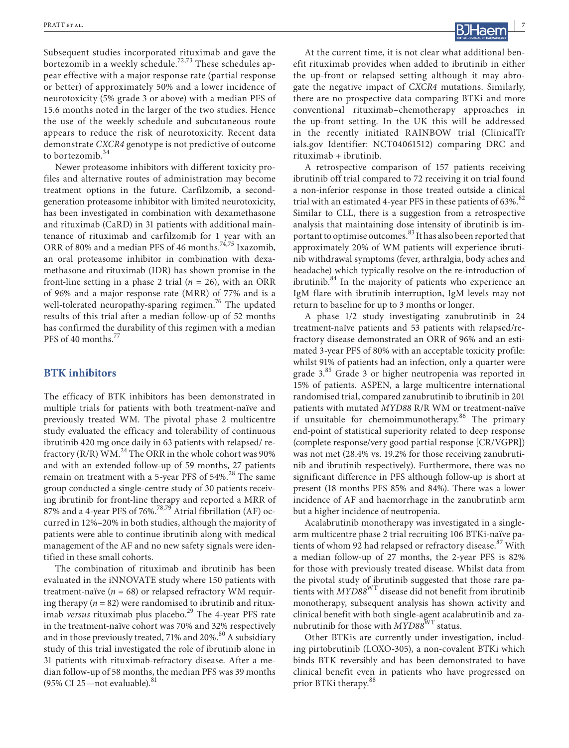Subsequent studies incorporated rituximab and gave the bortezomib in a weekly schedule.[72,73] These schedules appear effective with a major response rate (partial response or better) of approximately 50% and a lower incidence of neurotoxicity (5% grade 3 or above) with a median PFS of 15.6 months noted in the larger of the two studies. Hence the use of the weekly schedule and subcutaneous route appears to reduce the risk of neurotoxicity. Recent data demonstrate *CXCR4* genotype is not predictive of outcome to bortezomib.[34]

Newer proteasome inhibitors with different toxicity profiles and alternative routes of administration may become treatment options in the future. Carfilzomib, a second-generation proteasome inhibitor with limited neurotoxicity, has been investigated in combination with dexamethasone and rituximab (CaRD) in 31 patients with additional maintenance of rituximab and carfilzomib for 1 year with an ORR of 80% and a median PFS of 46 months.[74,75] Ixazomib, an oral proteasome inhibitor in combination with dexamethasone and rituximab (IDR) has shown promise in the front-line setting in a phase 2 trial ($n$ = 26), with an ORR of 96% and a major response rate (MRR) of 77% and is a well-tolerated neuropathy-sparing regimen.[76] The updated results of this trial after a median follow-up of 52 months has confirmed the durability of this regimen with a median PFS of 40 months.[77]

## BTK inhibitors

The efficacy of BTK inhibitors has been demonstrated in multiple trials for patients with both treatment-naïve and previously treated WM. The pivotal phase 2 multicentre study evaluated the efficacy and tolerability of continuous ibrutinib 420 mg once daily in 63 patients with relapsed/refractory (R/R) WM.[24] The ORR in the whole cohort was 90% and with an extended follow-up of 59 months, 27 patients remain on treatment with a 5-year PFS of 54%.[28] The same group conducted a single-centre study of 30 patients receiving ibrutinib for front-line therapy and reported a MRR of 87% and a 4-year PFS of 76%.[78,79] Atrial fibrillation (AF) occurred in 12%–20% in both studies, although the majority of patients were able to continue ibrutinib along with medical management of the AF and no new safety signals were identified in these small cohorts.

The combination of rituximab and ibrutinib has been evaluated in the iNNOVATE study where 150 patients with treatment-naïve ($n$ = 68) or relapsed refractory WM requiring therapy ($n$ = 82) were randomised to ibrutinib and rituximab *versus* rituximab plus placebo.[29] The 4-year PFS rate in the treatment-naïve cohort was 70% and 32% respectively and in those previously treated, 71% and 20%.[80] A subsidiary study of this trial investigated the role of ibrutinib alone in 31 patients with rituximab-refractory disease. After a median follow-up of 58 months, the median PFS was 39 months (95% CI 25—not evaluable).[81]

At the current time, it is not clear what additional benefit rituximab provides when added to ibrutinib in either the up-front or relapsed setting although it may abrogate the negative impact of *CXCR4* mutations. Similarly, there are no prospective data comparing BTKi and more conventional rituximab–chemotherapy approaches in the up-front setting. In the UK this will be addressed in the recently initiated RAINBOW trial (ClinicalTrials.gov Identifier: NCT04061512) comparing DRC and rituximab + ibrutinib.

A retrospective comparison of 157 patients receiving ibrutinib off trial compared to 72 receiving it on trial found a non-inferior response in those treated outside a clinical trial with an estimated 4-year PFS in these patients of 63%.[82] Similar to CLL, there is a suggestion from a retrospective analysis that maintaining dose intensity of ibrutinib is important to optimise outcomes.[83] It has also been reported that approximately 20% of WM patients will experience ibrutinib withdrawal symptoms (fever, arthralgia, body aches and headache) which typically resolve on the re-introduction of ibrutinib.[84] In the majority of patients who experience an IgM flare with ibrutinib interruption, IgM levels may not return to baseline for up to 3 months or longer.

A phase 1/2 study investigating zanubrutinib in 24 treatment-naïve patients and 53 patients with relapsed/refractory disease demonstrated an ORR of 96% and an estimated 3-year PFS of 80% with an acceptable toxicity profile: whilst 91% of patients had an infection, only a quarter were grade 3.[85] Grade 3 or higher neutropenia was reported in 15% of patients. ASPEN, a large multicentre international randomised trial, compared zanubrutinib to ibrutinib in 201 patients with mutated *MYD88* R/R WM or treatment-naïve if unsuitable for chemoimmunotherapy.[86] The primary end-point of statistical superiority related to deep response (complete response/very good partial response [CR/VGPR]) was not met (28.4% vs. 19.2% for those receiving zanubrutinib and ibrutinib respectively). Furthermore, there was no significant difference in PFS although follow-up is short at present (18 months PFS 85% and 84%). There was a lower incidence of AF and haemorrhage in the zanubrutinb arm but a higher incidence of neutropenia.

Acalabrutinib monotherapy was investigated in a single-arm multicentre phase 2 trial recruiting 106 BTKi-naïve patients of whom 92 had relapsed or refractory disease.[87] With a median follow-up of 27 months, the 2-year PFS is 82% for those with previously treated disease. Whilst data from the pivotal study of ibrutinib suggested that those rare patients with *MYD88*$^{WT}$ disease did not benefit from ibrutinib monotherapy, subsequent analysis has shown activity and clinical benefit with both single-agent acalabrutinib and zanubrutinib for those with *MYD88*$^{WT}$ status.

Other BTKis are currently under investigation, including pirtobrutinib (LOXO-305), a non-covalent BTKi which binds BTK reversibly and has been demonstrated to have clinical benefit even in patients who have progressed on prior BTKi therapy.[88]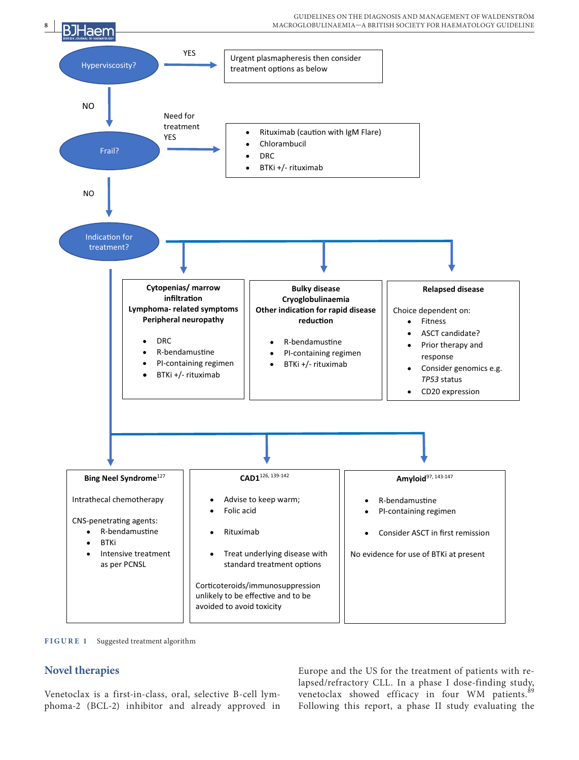Hyperviscosity?

YES → Urgent plasmapheresis then consider treatment options as below

NO

Frail?

Need for treatment YES →

- Rituximab (caution with IgM Flare)
- Chlorambucil
- DRC
- BTKi +/- rituximab

NO

Indication for treatment?

**Cytopenias/ marrow infiltration**
**Lymphoma- related symptoms**
**Peripheral neuropathy**

- DRC
- R-bendamustine
- PI-containing regimen
- BTKi +/- rituximab

**Bulky disease**
**Cryoglobulinaemia**
**Other indication for rapid disease reduction**

- R-bendamustine
- PI-containing regimen
- BTKi +/- rituximab

**Relapsed disease**

Choice dependent on:

- Fitness
- ASCT candidate?
- Prior therapy and response
- Consider genomics e.g. *TP53* status
- CD20 expression

**Bing Neel Syndrome**[127]

Intrathecal chemotherapy

CNS-penetrating agents:

- R-bendamustine
- BTKi
- Intensive treatment as per PCNSL

**CAD1**[126, 139-142]

- Advise to keep warm;
- Folic acid
- Rituximab
- Treat underlying disease with standard treatment options

Corticoteroids/immunosuppression unlikely to be effective and to be avoided to avoid toxicity

**Amyloid**[97, 143-147]

- R-bendamustine
- PI-containing regimen
- Consider ASCT in first remission

No evidence for use of BTKi at present

FIGURE 1 Suggested treatment algorithm

## Novel therapies

Venetoclax is a first-in-class, oral, selective B-cell lymphoma-2 (BCL-2) inhibitor and already approved in Europe and the US for the treatment of patients with relapsed/refractory CLL. In a phase I dose-finding study, venetoclax showed efficacy in four WM patients.[89] Following this report, a phase II study evaluating the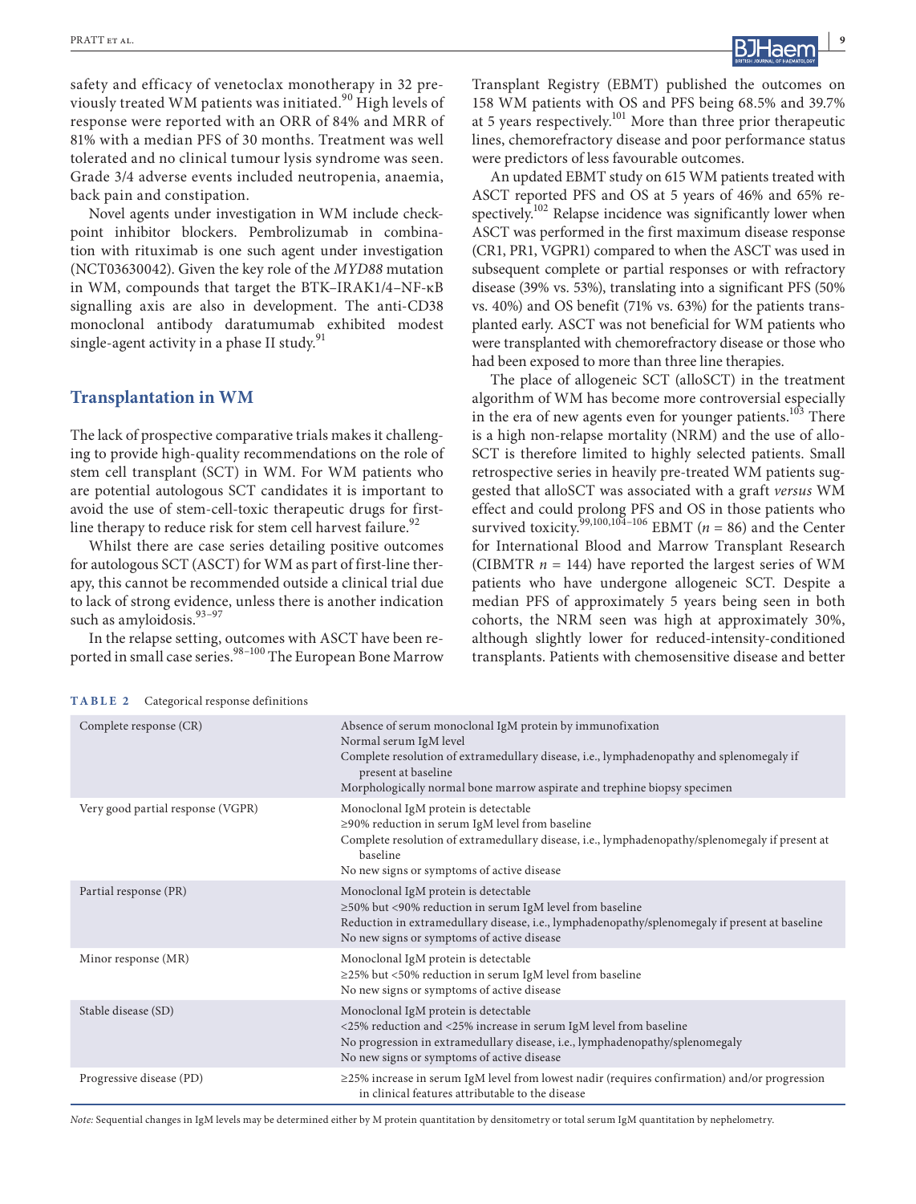safety and efficacy of venetoclax monotherapy in 32 previously treated WM patients was initiated.[90] High levels of response were reported with an ORR of 84% and MRR of 81% with a median PFS of 30 months. Treatment was well tolerated and no clinical tumour lysis syndrome was seen. Grade 3/4 adverse events included neutropenia, anaemia, back pain and constipation.

Novel agents under investigation in WM include checkpoint inhibitor blockers. Pembrolizumab in combination with rituximab is one such agent under investigation (NCT03630042). Given the key role of the *MYD88* mutation in WM, compounds that target the BTK–IRAK1/4–NF-κB signalling axis are also in development. The anti-CD38 monoclonal antibody daratumumab exhibited modest single-agent activity in a phase II study.[91]

## Transplantation in WM

The lack of prospective comparative trials makes it challenging to provide high-quality recommendations on the role of stem cell transplant (SCT) in WM. For WM patients who are potential autologous SCT candidates it is important to avoid the use of stem-cell-toxic therapeutic drugs for first-line therapy to reduce risk for stem cell harvest failure.[92]

Whilst there are case series detailing positive outcomes for autologous SCT (ASCT) for WM as part of first-line therapy, this cannot be recommended outside a clinical trial due to lack of strong evidence, unless there is another indication such as amyloidosis.[93–97]

In the relapse setting, outcomes with ASCT have been reported in small case series.[98–100] The European Bone Marrow Transplant Registry (EBMT) published the outcomes on 158 WM patients with OS and PFS being 68.5% and 39.7% at 5 years respectively.[101] More than three prior therapeutic lines, chemorefractory disease and poor performance status were predictors of less favourable outcomes.

An updated EBMT study on 615 WM patients treated with ASCT reported PFS and OS at 5 years of 46% and 65% respectively.[102] Relapse incidence was significantly lower when ASCT was performed in the first maximum disease response (CR1, PR1, VGPR1) compared to when the ASCT was used in subsequent complete or partial responses or with refractory disease (39% vs. 53%), translating into a significant PFS (50% vs. 40%) and OS benefit (71% vs. 63%) for the patients transplanted early. ASCT was not beneficial for WM patients who were transplanted with chemorefractory disease or those who had been exposed to more than three line therapies.

The place of allogeneic SCT (alloSCT) in the treatment algorithm of WM has become more controversial especially in the era of new agents even for younger patients.[103] There is a high non-relapse mortality (NRM) and the use of alloSCT is therefore limited to highly selected patients. Small retrospective series in heavily pre-treated WM patients suggested that alloSCT was associated with a graft *versus* WM effect and could prolong PFS and OS in those patients who survived toxicity.[99,100,104–106] EBMT ($n$ = 86) and the Center for International Blood and Marrow Transplant Research (CIBMTR $n$ = 144) have reported the largest series of WM patients who have undergone allogeneic SCT. Despite a median PFS of approximately 5 years being seen in both cohorts, the NRM seen was high at approximately 30%, although slightly lower for reduced-intensity-conditioned transplants. Patients with chemosensitive disease and better

**TABLE 2** Categorical response definitions

| Response | Definition |
|---|---|
| Complete response (CR) | Absence of serum monoclonal IgM protein by immunofixation<br>Normal serum IgM level<br>Complete resolution of extramedullary disease, i.e., lymphadenopathy and splenomegaly if present at baseline<br>Morphologically normal bone marrow aspirate and trephine biopsy specimen |
| Very good partial response (VGPR) | Monoclonal IgM protein is detectable<br>≥90% reduction in serum IgM level from baseline<br>Complete resolution of extramedullary disease, i.e., lymphadenopathy/splenomegaly if present at baseline<br>No new signs or symptoms of active disease |
| Partial response (PR) | Monoclonal IgM protein is detectable<br>≥50% but <90% reduction in serum IgM level from baseline<br>Reduction in extramedullary disease, i.e., lymphadenopathy/splenomegaly if present at baseline<br>No new signs or symptoms of active disease |
| Minor response (MR) | Monoclonal IgM protein is detectable<br>≥25% but <50% reduction in serum IgM level from baseline<br>No new signs or symptoms of active disease |
| Stable disease (SD) | Monoclonal IgM protein is detectable<br><25% reduction and <25% increase in serum IgM level from baseline<br>No progression in extramedullary disease, i.e., lymphadenopathy/splenomegaly<br>No new signs or symptoms of active disease |
| Progressive disease (PD) | ≥25% increase in serum IgM level from lowest nadir (requires confirmation) and/or progression in clinical features attributable to the disease |

*Note:* Sequential changes in IgM levels may be determined either by M protein quantitation by densitometry or total serum IgM quantitation by nephelometry.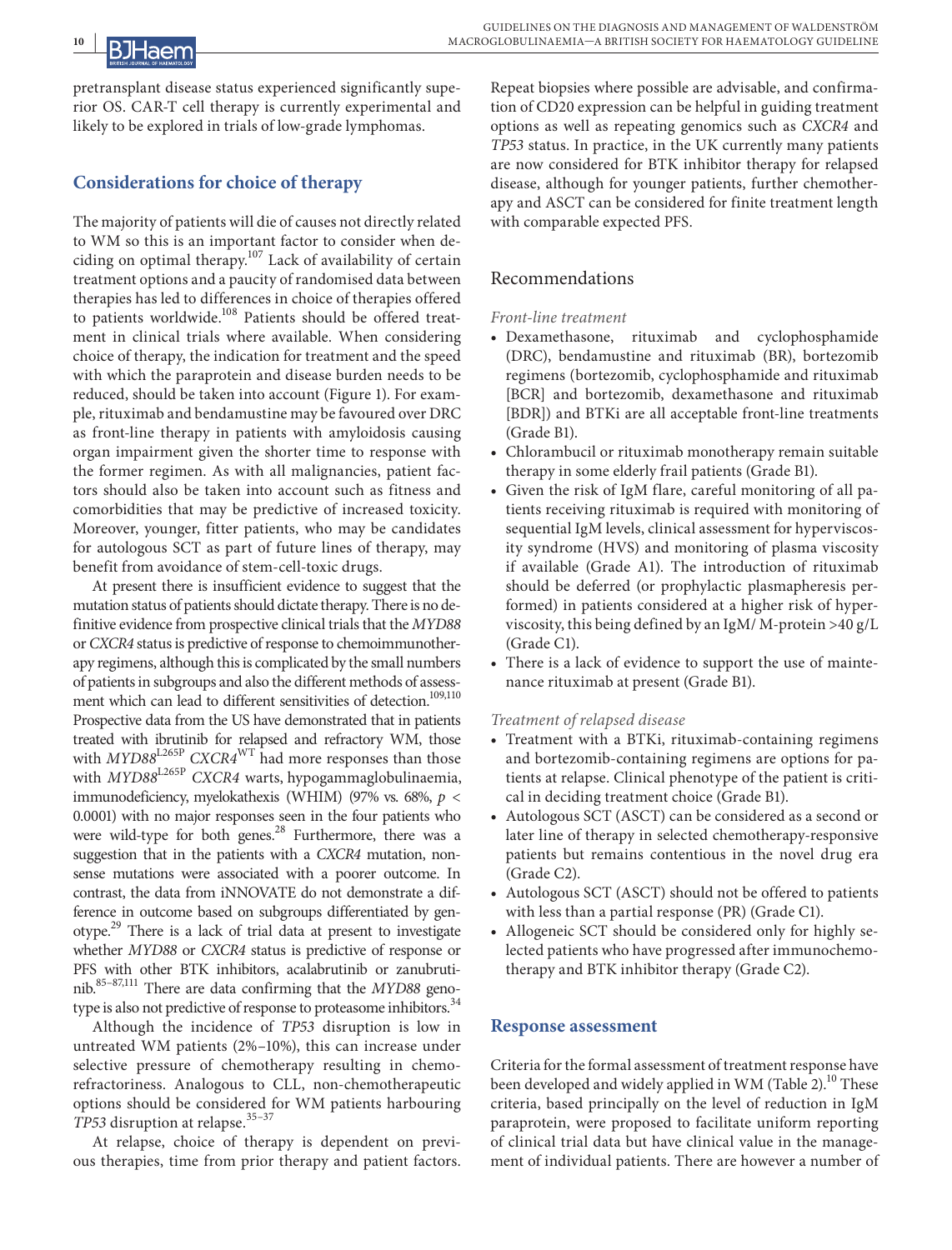pretransplant disease status experienced significantly superior OS. CAR-T cell therapy is currently experimental and likely to be explored in trials of low-grade lymphomas.

## Considerations for choice of therapy

The majority of patients will die of causes not directly related to WM so this is an important factor to consider when deciding on optimal therapy.[107] Lack of availability of certain treatment options and a paucity of randomised data between therapies has led to differences in choice of therapies offered to patients worldwide.[108] Patients should be offered treatment in clinical trials where available. When considering choice of therapy, the indication for treatment and the speed with which the paraprotein and disease burden needs to be reduced, should be taken into account (Figure 1). For example, rituximab and bendamustine may be favoured over DRC as front-line therapy in patients with amyloidosis causing organ impairment given the shorter time to response with the former regimen. As with all malignancies, patient factors should also be taken into account such as fitness and comorbidities that may be predictive of increased toxicity. Moreover, younger, fitter patients, who may be candidates for autologous SCT as part of future lines of therapy, may benefit from avoidance of stem-cell-toxic drugs.

At present there is insufficient evidence to suggest that the mutation status of patients should dictate therapy. There is no definitive evidence from prospective clinical trials that the *MYD88* or *CXCR4* status is predictive of response to chemoimmunotherapy regimens, although this is complicated by the small numbers of patients in subgroups and also the different methods of assessment which can lead to different sensitivities of detection.[109,110] Prospective data from the US have demonstrated that in patients treated with ibrutinib for relapsed and refractory WM, those with *MYD88*$^{L265P}$ *CXCR4*$^{WT}$ had more responses than those with *MYD88*$^{L265P}$ *CXCR4* warts, hypogammaglobulinaemia, immunodeficiency, myelokathexis (WHIM) (97% vs. 68%, $p < 0.0001$) with no major responses seen in the four patients who were wild-type for both genes.[28] Furthermore, there was a suggestion that in the patients with a *CXCR4* mutation, nonsense mutations were associated with a poorer outcome. In contrast, the data from iNNOVATE do not demonstrate a difference in outcome based on subgroups differentiated by genotype.[29] There is a lack of trial data at present to investigate whether *MYD88* or *CXCR4* status is predictive of response or PFS with other BTK inhibitors, acalabrutinib or zanubrutinib.[85–87,111] There are data confirming that the *MYD88* genotype is also not predictive of response to proteasome inhibitors.[34]

Although the incidence of *TP53* disruption is low in untreated WM patients (2%–10%), this can increase under selective pressure of chemotherapy resulting in chemorefractoriness. Analogous to CLL, non-chemotherapeutic options should be considered for WM patients harbouring *TP53* disruption at relapse.[35–37]

At relapse, choice of therapy is dependent on previous therapies, time from prior therapy and patient factors. Repeat biopsies where possible are advisable, and confirmation of CD20 expression can be helpful in guiding treatment options as well as repeating genomics such as *CXCR4* and *TP53* status. In practice, in the UK currently many patients are now considered for BTK inhibitor therapy for relapsed disease, although for younger patients, further chemotherapy and ASCT can be considered for finite treatment length with comparable expected PFS.

### Recommendations

*Front-line treatment*

- Dexamethasone, rituximab and cyclophosphamide (DRC), bendamustine and rituximab (BR), bortezomib regimens (bortezomib, cyclophosphamide and rituximab [BCR] and bortezomib, dexamethasone and rituximab [BDR]) and BTKi are all acceptable front-line treatments (Grade B1).
- Chlorambucil or rituximab monotherapy remain suitable therapy in some elderly frail patients (Grade B1).
- Given the risk of IgM flare, careful monitoring of all patients receiving rituximab is required with monitoring of sequential IgM levels, clinical assessment for hyperviscosity syndrome (HVS) and monitoring of plasma viscosity if available (Grade A1). The introduction of rituximab should be deferred (or prophylactic plasmapheresis performed) in patients considered at a higher risk of hyperviscosity, this being defined by an IgM/ M-protein >40 g/L (Grade C1).
- There is a lack of evidence to support the use of maintenance rituximab at present (Grade B1).

*Treatment of relapsed disease*

- Treatment with a BTKi, rituximab-containing regimens and bortezomib-containing regimens are options for patients at relapse. Clinical phenotype of the patient is critical in deciding treatment choice (Grade B1).
- Autologous SCT (ASCT) can be considered as a second or later line of therapy in selected chemotherapy-responsive patients but remains contentious in the novel drug era (Grade C2).
- Autologous SCT (ASCT) should not be offered to patients with less than a partial response (PR) (Grade C1).
- Allogeneic SCT should be considered only for highly selected patients who have progressed after immunochemotherapy and BTK inhibitor therapy (Grade C2).

## Response assessment

Criteria for the formal assessment of treatment response have been developed and widely applied in WM (Table 2).[10] These criteria, based principally on the level of reduction in IgM paraprotein, were proposed to facilitate uniform reporting of clinical trial data but have clinical value in the management of individual patients. There are however a number of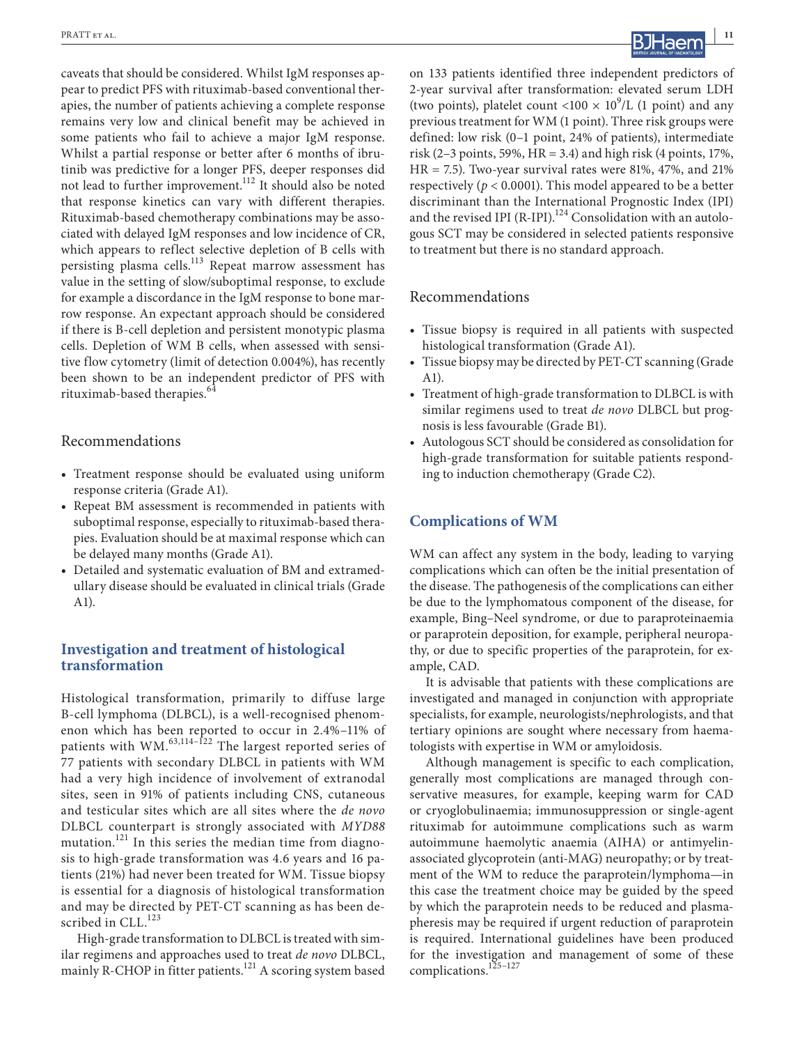caveats that should be considered. Whilst IgM responses appear to predict PFS with rituximab-based conventional therapies, the number of patients achieving a complete response remains very low and clinical benefit may be achieved in some patients who fail to achieve a major IgM response. Whilst a partial response or better after 6 months of ibrutinib was predictive for a longer PFS, deeper responses did not lead to further improvement.[112] It should also be noted that response kinetics can vary with different therapies. Rituximab-based chemotherapy combinations may be associated with delayed IgM responses and low incidence of CR, which appears to reflect selective depletion of B cells with persisting plasma cells.[113] Repeat marrow assessment has value in the setting of slow/suboptimal response, to exclude for example a discordance in the IgM response to bone marrow response. An expectant approach should be considered if there is B-cell depletion and persistent monotypic plasma cells. Depletion of WM B cells, when assessed with sensitive flow cytometry (limit of detection 0.004%), has recently been shown to be an independent predictor of PFS with rituximab-based therapies.[64]

### Recommendations

- Treatment response should be evaluated using uniform response criteria (Grade A1).
- Repeat BM assessment is recommended in patients with suboptimal response, especially to rituximab-based therapies. Evaluation should be at maximal response which can be delayed many months (Grade A1).
- Detailed and systematic evaluation of BM and extramedullary disease should be evaluated in clinical trials (Grade A1).

## Investigation and treatment of histological transformation

Histological transformation, primarily to diffuse large B-cell lymphoma (DLBCL), is a well-recognised phenomenon which has been reported to occur in 2.4%–11% of patients with WM.[63,114–122] The largest reported series of 77 patients with secondary DLBCL in patients with WM had a very high incidence of involvement of extranodal sites, seen in 91% of patients including CNS, cutaneous and testicular sites which are all sites where the *de novo* DLBCL counterpart is strongly associated with *MYD88* mutation.[121] In this series the median time from diagnosis to high-grade transformation was 4.6 years and 16 patients (21%) had never been treated for WM. Tissue biopsy is essential for a diagnosis of histological transformation and may be directed by PET-CT scanning as has been described in CLL.[123]

High-grade transformation to DLBCL is treated with similar regimens and approaches used to treat *de novo* DLBCL, mainly R-CHOP in fitter patients.[121] A scoring system based on 133 patients identified three independent predictors of 2-year survival after transformation: elevated serum LDH (two points), platelet count $<100 \times 10^9$/L (1 point) and any previous treatment for WM (1 point). Three risk groups were defined: low risk (0–1 point, 24% of patients), intermediate risk (2–3 points, 59%, HR = 3.4) and high risk (4 points, 17%, HR = 7.5). Two-year survival rates were 81%, 47%, and 21% respectively ($p < 0.0001$). This model appeared to be a better discriminant than the International Prognostic Index (IPI) and the revised IPI (R-IPI).[124] Consolidation with an autologous SCT may be considered in selected patients responsive to treatment but there is no standard approach.

### Recommendations

- Tissue biopsy is required in all patients with suspected histological transformation (Grade A1).
- Tissue biopsy may be directed by PET-CT scanning (Grade A1).
- Treatment of high-grade transformation to DLBCL is with similar regimens used to treat *de novo* DLBCL but prognosis is less favourable (Grade B1).
- Autologous SCT should be considered as consolidation for high-grade transformation for suitable patients responding to induction chemotherapy (Grade C2).

## Complications of WM

WM can affect any system in the body, leading to varying complications which can often be the initial presentation of the disease. The pathogenesis of the complications can either be due to the lymphomatous component of the disease, for example, Bing–Neel syndrome, or due to paraproteinaemia or paraprotein deposition, for example, peripheral neuropathy, or due to specific properties of the paraprotein, for example, CAD.

It is advisable that patients with these complications are investigated and managed in conjunction with appropriate specialists, for example, neurologists/nephrologists, and that tertiary opinions are sought where necessary from haematologists with expertise in WM or amyloidosis.

Although management is specific to each complication, generally most complications are managed through conservative measures, for example, keeping warm for CAD or cryoglobulinaemia; immunosuppression or single-agent rituximab for autoimmune complications such as warm autoimmune haemolytic anaemia (AIHA) or antimyelin-associated glycoprotein (anti-MAG) neuropathy; or by treatment of the WM to reduce the paraprotein/lymphoma—in this case the treatment choice may be guided by the speed by which the paraprotein needs to be reduced and plasmapheresis may be required if urgent reduction of paraprotein is required. International guidelines have been produced for the investigation and management of some of these complications.[125–127]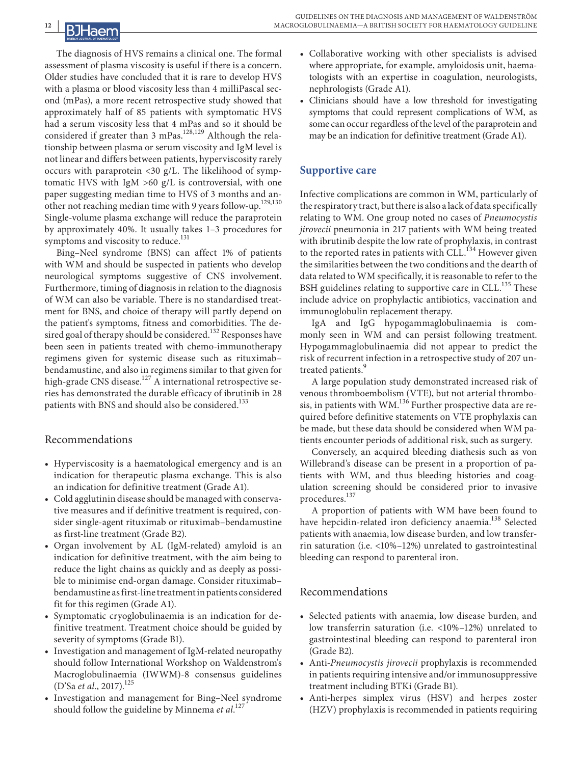The diagnosis of HVS remains a clinical one. The formal assessment of plasma viscosity is useful if there is a concern. Older studies have concluded that it is rare to develop HVS with a plasma or blood viscosity less than 4 milliPascal second (mPas), a more recent retrospective study showed that approximately half of 85 patients with symptomatic HVS had a serum viscosity less that 4 mPas and so it should be considered if greater than 3 mPas.[128,129] Although the relationship between plasma or serum viscosity and IgM level is not linear and differs between patients, hyperviscosity rarely occurs with paraprotein <30 g/L. The likelihood of symptomatic HVS with IgM >60 g/L is controversial, with one paper suggesting median time to HVS of 3 months and another not reaching median time with 9 years follow-up.[129,130] Single-volume plasma exchange will reduce the paraprotein by approximately 40%. It usually takes 1–3 procedures for symptoms and viscosity to reduce.[131]

Bing–Neel syndrome (BNS) can affect 1% of patients with WM and should be suspected in patients who develop neurological symptoms suggestive of CNS involvement. Furthermore, timing of diagnosis in relation to the diagnosis of WM can also be variable. There is no standardised treatment for BNS, and choice of therapy will partly depend on the patient's symptoms, fitness and comorbidities. The desired goal of therapy should be considered.[132] Responses have been seen in patients treated with chemo-immunotherapy regimens given for systemic disease such as rituximab–bendamustine, and also in regimens similar to that given for high-grade CNS disease.[127] A international retrospective series has demonstrated the durable efficacy of ibrutinib in 28 patients with BNS and should also be considered.[133]

## Recommendations

- Hyperviscosity is a haematological emergency and is an indication for therapeutic plasma exchange. This is also an indication for definitive treatment (Grade A1).
- Cold agglutinin disease should be managed with conservative measures and if definitive treatment is required, consider single-agent rituximab or rituximab–bendamustine as first-line treatment (Grade B2).
- Organ involvement by AL (IgM-related) amyloid is an indication for definitive treatment, with the aim being to reduce the light chains as quickly and as deeply as possible to minimise end-organ damage. Consider rituximab–bendamustine as first-line treatment in patients considered fit for this regimen (Grade A1).
- Symptomatic cryoglobulinaemia is an indication for definitive treatment. Treatment choice should be guided by severity of symptoms (Grade B1).
- Investigation and management of IgM-related neuropathy should follow International Workshop on Waldenstrom's Macroglobulinaemia (IWWM)-8 consensus guidelines (D'Sa *et al*., 2017).[125]
- Investigation and management for Bing–Neel syndrome should follow the guideline by Minnema *et al*.[127]
- Collaborative working with other specialists is advised where appropriate, for example, amyloidosis unit, haematologists with an expertise in coagulation, neurologists, nephrologists (Grade A1).
- Clinicians should have a low threshold for investigating symptoms that could represent complications of WM, as some can occur regardless of the level of the paraprotein and may be an indication for definitive treatment (Grade A1).

## Supportive care

Infective complications are common in WM, particularly of the respiratory tract, but there is also a lack of data specifically relating to WM. One group noted no cases of *Pneumocystis jirovecii* pneumonia in 217 patients with WM being treated with ibrutinib despite the low rate of prophylaxis, in contrast to the reported rates in patients with CLL.[134] However given the similarities between the two conditions and the dearth of data related to WM specifically, it is reasonable to refer to the BSH guidelines relating to supportive care in CLL.[135] These include advice on prophylactic antibiotics, vaccination and immunoglobulin replacement therapy.

IgA and IgG hypogammaglobulinaemia is commonly seen in WM and can persist following treatment. Hypogammaglobulinaemia did not appear to predict the risk of recurrent infection in a retrospective study of 207 untreated patients.[9]

A large population study demonstrated increased risk of venous thromboembolism (VTE), but not arterial thrombosis, in patients with WM.[136] Further prospective data are required before definitive statements on VTE prophylaxis can be made, but these data should be considered when WM patients encounter periods of additional risk, such as surgery.

Conversely, an acquired bleeding diathesis such as von Willebrand's disease can be present in a proportion of patients with WM, and thus bleeding histories and coagulation screening should be considered prior to invasive procedures.[137]

A proportion of patients with WM have been found to have hepcidin-related iron deficiency anaemia.[138] Selected patients with anaemia, low disease burden, and low transferrin saturation (i.e. <10%–12%) unrelated to gastrointestinal bleeding can respond to parenteral iron.

## Recommendations

- Selected patients with anaemia, low disease burden, and low transferrin saturation (i.e. <10%–12%) unrelated to gastrointestinal bleeding can respond to parenteral iron (Grade B2).
- Anti-*Pneumocystis jirovecii* prophylaxis is recommended in patients requiring intensive and/or immunosuppressive treatment including BTKi (Grade B1).
- Anti-herpes simplex virus (HSV) and herpes zoster (HZV) prophylaxis is recommended in patients requiring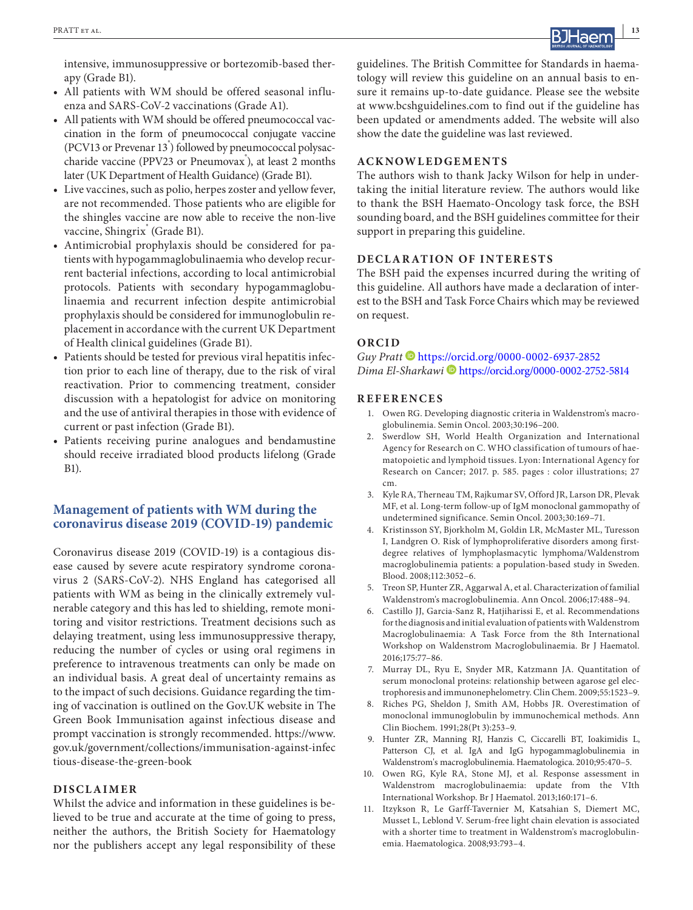intensive, immunosuppressive or bortezomib-based therapy (Grade B1).

- All patients with WM should be offered seasonal influenza and SARS-CoV-2 vaccinations (Grade A1).
- All patients with WM should be offered pneumococcal vaccination in the form of pneumococcal conjugate vaccine (PCV13 or Prevenar 13®) followed by pneumococcal polysaccharide vaccine (PPV23 or Pneumovax®), at least 2 months later (UK Department of Health Guidance) (Grade B1).
- Live vaccines, such as polio, herpes zoster and yellow fever, are not recommended. Those patients who are eligible for the shingles vaccine are now able to receive the non-live vaccine, Shingrix® (Grade B1).
- Antimicrobial prophylaxis should be considered for patients with hypogammaglobulinaemia who develop recurrent bacterial infections, according to local antimicrobial protocols. Patients with secondary hypogammaglobulinaemia and recurrent infection despite antimicrobial prophylaxis should be considered for immunoglobulin replacement in accordance with the current UK Department of Health clinical guidelines (Grade B1).
- Patients should be tested for previous viral hepatitis infection prior to each line of therapy, due to the risk of viral reactivation. Prior to commencing treatment, consider discussion with a hepatologist for advice on monitoring and the use of antiviral therapies in those with evidence of current or past infection (Grade B1).
- Patients receiving purine analogues and bendamustine should receive irradiated blood products lifelong (Grade B1).

## Management of patients with WM during the coronavirus disease 2019 (COVID-19) pandemic

Coronavirus disease 2019 (COVID-19) is a contagious disease caused by severe acute respiratory syndrome coronavirus 2 (SARS-CoV-2). NHS England has categorised all patients with WM as being in the clinically extremely vulnerable category and this has led to shielding, remote monitoring and visitor restrictions. Treatment decisions such as delaying treatment, using less immunosuppressive therapy, reducing the number of cycles or using oral regimens in preference to intravenous treatments can only be made on an individual basis. A great deal of uncertainty remains as to the impact of such decisions. Guidance regarding the timing of vaccination is outlined on the Gov.UK website in The Green Book Immunisation against infectious disease and prompt vaccination is strongly recommended. https://www.gov.uk/government/collections/immunisation-against-infectious-disease-the-green-book

### DISCLAIMER

Whilst the advice and information in these guidelines is believed to be true and accurate at the time of going to press, neither the authors, the British Society for Haematology nor the publishers accept any legal responsibility of these guidelines. The British Committee for Standards in haematology will review this guideline on an annual basis to ensure it remains up-to-date guidance. Please see the website at www.bcshguidelines.com to find out if the guideline has been updated or amendments added. The website will also show the date the guideline was last reviewed.

### ACKNOWLEDGEMENTS

The authors wish to thank Jacky Wilson for help in undertaking the initial literature review. The authors would like to thank the BSH Haemato-Oncology task force, the BSH sounding board, and the BSH guidelines committee for their support in preparing this guideline.

### DECLARATION OF INTERESTS

The BSH paid the expenses incurred during the writing of this guideline. All authors have made a declaration of interest to the BSH and Task Force Chairs which may be reviewed on request.

### ORCID

*Guy Pratt* https://orcid.org/0000-0002-6937-2852
*Dima El-Sharkawi* https://orcid.org/0000-0002-2752-5814

### REFERENCES

1. Owen RG. Developing diagnostic criteria in Waldenstrom's macroglobulinemia. Semin Oncol. 2003;30:196–200.
2. Swerdlow SH, World Health Organization and International Agency for Research on C. WHO classification of tumours of haematopoietic and lymphoid tissues. Lyon: International Agency for Research on Cancer; 2017. p. 585. pages : color illustrations; 27 cm.
3. Kyle RA, Therneau TM, Rajkumar SV, Offord JR, Larson DR, Plevak MF, et al. Long-term follow-up of IgM monoclonal gammopathy of undetermined significance. Semin Oncol. 2003;30:169–71.
4. Kristinsson SY, Bjorkholm M, Goldin LR, McMaster ML, Turesson I, Landgren O. Risk of lymphoproliferative disorders among first-degree relatives of lymphoplasmacytic lymphoma/Waldenstrom macroglobulinemia patients: a population-based study in Sweden. Blood. 2008;112:3052–6.
5. Treon SP, Hunter ZR, Aggarwal A, et al. Characterization of familial Waldenstrom's macroglobulinemia. Ann Oncol. 2006;17:488–94.
6. Castillo JJ, Garcia-Sanz R, Hatjiharissi E, et al. Recommendations for the diagnosis and initial evaluation of patients with Waldenstrom Macroglobulinaemia: A Task Force from the 8th International Workshop on Waldenstrom Macroglobulinaemia. Br J Haematol. 2016;175:77–86.
7. Murray DL, Ryu E, Snyder MR, Katzmann JA. Quantitation of serum monoclonal proteins: relationship between agarose gel electrophoresis and immunonephelometry. Clin Chem. 2009;55:1523–9.
8. Riches PG, Sheldon J, Smith AM, Hobbs JR. Overestimation of monoclonal immunoglobulin by immunochemical methods. Ann Clin Biochem. 1991;28(Pt 3):253–9.
9. Hunter ZR, Manning RJ, Hanzis C, Ciccarelli BT, Ioakimidis L, Patterson CJ, et al. IgA and IgG hypogammaglobulinemia in Waldenstrom's macroglobulinemia. Haematologica. 2010;95:470–5.
10. Owen RG, Kyle RA, Stone MJ, et al. Response assessment in Waldenstrom macroglobulinaemia: update from the VIth International Workshop. Br J Haematol. 2013;160:171–6.
11. Itzykson R, Le Garff-Tavernier M, Katsahian S, Diemert MC, Musset L, Leblond V. Serum-free light chain elevation is associated with a shorter time to treatment in Waldenstrom's macroglobulinemia. Haematologica. 2008;93:793–4.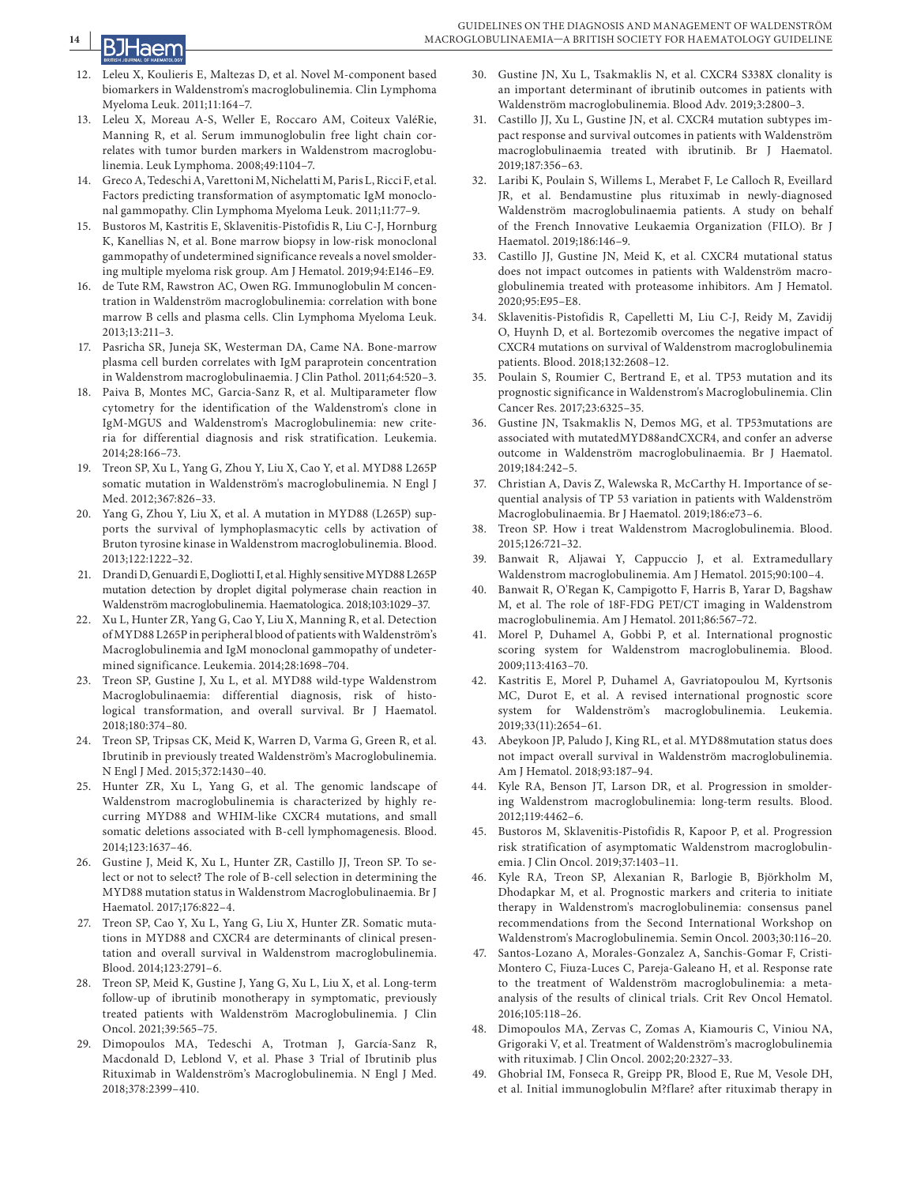12. Leleu X, Koulieris E, Maltezas D, et al. Novel M-component based biomarkers in Waldenstrom's macroglobulinemia. Clin Lymphoma Myeloma Leuk. 2011;11:164–7.
13. Leleu X, Moreau A-S, Weller E, Roccaro AM, Coiteux ValéRie, Manning R, et al. Serum immunoglobulin free light chain correlates with tumor burden markers in Waldenstrom macroglobulinemia. Leuk Lymphoma. 2008;49:1104–7.
14. Greco A, Tedeschi A, Varettoni M, Nichelatti M, Paris L, Ricci F, et al. Factors predicting transformation of asymptomatic IgM monoclonal gammopathy. Clin Lymphoma Myeloma Leuk. 2011;11:77–9.
15. Bustoros M, Kastritis E, Sklavenitis-Pistofidis R, Liu C-J, Hornburg K, Kanellias N, et al. Bone marrow biopsy in low-risk monoclonal gammopathy of undetermined significance reveals a novel smoldering multiple myeloma risk group. Am J Hematol. 2019;94:E146–E9.
16. de Tute RM, Rawstron AC, Owen RG. Immunoglobulin M concentration in Waldenström macroglobulinemia: correlation with bone marrow B cells and plasma cells. Clin Lymphoma Myeloma Leuk. 2013;13:211–3.
17. Pasricha SR, Juneja SK, Westerman DA, Came NA. Bone-marrow plasma cell burden correlates with IgM paraprotein concentration in Waldenstrom macroglobulinaemia. J Clin Pathol. 2011;64:520–3.
18. Paiva B, Montes MC, Garcia-Sanz R, et al. Multiparameter flow cytometry for the identification of the Waldenstrom's clone in IgM-MGUS and Waldenstrom's Macroglobulinemia: new criteria for differential diagnosis and risk stratification. Leukemia. 2014;28:166–73.
19. Treon SP, Xu L, Yang G, Zhou Y, Liu X, Cao Y, et al. MYD88 L265P somatic mutation in Waldenström's macroglobulinemia. N Engl J Med. 2012;367:826–33.
20. Yang G, Zhou Y, Liu X, et al. A mutation in MYD88 (L265P) supports the survival of lymphoplasmacytic cells by activation of Bruton tyrosine kinase in Waldenstrom macroglobulinemia. Blood. 2013;122:1222–32.
21. Drandi D, Genuardi E, Dogliotti I, et al. Highly sensitive MYD88 L265P mutation detection by droplet digital polymerase chain reaction in Waldenström macroglobulinemia. Haematologica. 2018;103:1029–37.
22. Xu L, Hunter ZR, Yang G, Cao Y, Liu X, Manning R, et al. Detection of MYD88 L265P in peripheral blood of patients with Waldenström's Macroglobulinemia and IgM monoclonal gammopathy of undetermined significance. Leukemia. 2014;28:1698–704.
23. Treon SP, Gustine J, Xu L, et al. MYD88 wild-type Waldenstrom Macroglobulinaemia: differential diagnosis, risk of histological transformation, and overall survival. Br J Haematol. 2018;180:374–80.
24. Treon SP, Tripsas CK, Meid K, Warren D, Varma G, Green R, et al. Ibrutinib in previously treated Waldenström's Macroglobulinemia. N Engl J Med. 2015;372:1430–40.
25. Hunter ZR, Xu L, Yang G, et al. The genomic landscape of Waldenstrom macroglobulinemia is characterized by highly recurring MYD88 and WHIM-like CXCR4 mutations, and small somatic deletions associated with B-cell lymphomagenesis. Blood. 2014;123:1637–46.
26. Gustine J, Meid K, Xu L, Hunter ZR, Castillo JJ, Treon SP. To select or not to select? The role of B-cell selection in determining the MYD88 mutation status in Waldenstrom Macroglobulinaemia. Br J Haematol. 2017;176:822–4.
27. Treon SP, Cao Y, Xu L, Yang G, Liu X, Hunter ZR. Somatic mutations in MYD88 and CXCR4 are determinants of clinical presentation and overall survival in Waldenstrom macroglobulinemia. Blood. 2014;123:2791–6.
28. Treon SP, Meid K, Gustine J, Yang G, Xu L, Liu X, et al. Long-term follow-up of ibrutinib monotherapy in symptomatic, previously treated patients with Waldenström Macroglobulinemia. J Clin Oncol. 2021;39:565–75.
29. Dimopoulos MA, Tedeschi A, Trotman J, García-Sanz R, Macdonald D, Leblond V, et al. Phase 3 Trial of Ibrutinib plus Rituximab in Waldenström's Macroglobulinemia. N Engl J Med. 2018;378:2399–410.
30. Gustine JN, Xu L, Tsakmaklis N, et al. CXCR4 S338X clonality is an important determinant of ibrutinib outcomes in patients with Waldenström macroglobulinemia. Blood Adv. 2019;3:2800–3.
31. Castillo JJ, Xu L, Gustine JN, et al. CXCR4 mutation subtypes impact response and survival outcomes in patients with Waldenström macroglobulinaemia treated with ibrutinib. Br J Haematol. 2019;187:356–63.
32. Laribi K, Poulain S, Willems L, Merabet F, Le Calloch R, Eveillard JR, et al. Bendamustine plus rituximab in newly-diagnosed Waldenström macroglobulinaemia patients. A study on behalf of the French Innovative Leukaemia Organization (FILO). Br J Haematol. 2019;186:146–9.
33. Castillo JJ, Gustine JN, Meid K, et al. CXCR4 mutational status does not impact outcomes in patients with Waldenström macroglobulinemia treated with proteasome inhibitors. Am J Hematol. 2020;95:E95–E8.
34. Sklavenitis-Pistofidis R, Capelletti M, Liu C-J, Reidy M, Zavidij O, Huynh D, et al. Bortezomib overcomes the negative impact of CXCR4 mutations on survival of Waldenstrom macroglobulinemia patients. Blood. 2018;132:2608–12.
35. Poulain S, Roumier C, Bertrand E, et al. TP53 mutation and its prognostic significance in Waldenstrom's Macroglobulinemia. Clin Cancer Res. 2017;23:6325–35.
36. Gustine JN, Tsakmaklis N, Demos MG, et al. TP53mutations are associated with mutatedMYD88andCXCR4, and confer an adverse outcome in Waldenström macroglobulinaemia. Br J Haematol. 2019;184:242–5.
37. Christian A, Davis Z, Walewska R, McCarthy H. Importance of sequential analysis of TP 53 variation in patients with Waldenström Macroglobulinaemia. Br J Haematol. 2019;186:e73–6.
38. Treon SP. How i treat Waldenstrom Macroglobulinemia. Blood. 2015;126:721–32.
39. Banwait R, Aljawai Y, Cappuccio J, et al. Extramedullary Waldenstrom macroglobulinemia. Am J Hematol. 2015;90:100–4.
40. Banwait R, O'Regan K, Campigotto F, Harris B, Yarar D, Bagshaw M, et al. The role of 18F-FDG PET/CT imaging in Waldenstrom macroglobulinemia. Am J Hematol. 2011;86:567–72.
41. Morel P, Duhamel A, Gobbi P, et al. International prognostic scoring system for Waldenstrom macroglobulinemia. Blood. 2009;113:4163–70.
42. Kastritis E, Morel P, Duhamel A, Gavriatopoulou M, Kyrtsonis MC, Durot E, et al. A revised international prognostic score system for Waldenström's macroglobulinemia. Leukemia. 2019;33(11):2654–61.
43. Abeykoon JP, Paludo J, King RL, et al. MYD88mutation status does not impact overall survival in Waldenström macroglobulinemia. Am J Hematol. 2018;93:187–94.
44. Kyle RA, Benson JT, Larson DR, et al. Progression in smoldering Waldenstrom macroglobulinemia: long-term results. Blood. 2012;119:4462–6.
45. Bustoros M, Sklavenitis-Pistofidis R, Kapoor P, et al. Progression risk stratification of asymptomatic Waldenstrom macroglobulinemia. J Clin Oncol. 2019;37:1403–11.
46. Kyle RA, Treon SP, Alexanian R, Barlogie B, Björkholm M, Dhodapkar M, et al. Prognostic markers and criteria to initiate therapy in Waldenstrom's macroglobulinemia: consensus panel recommendations from the Second International Workshop on Waldenstrom's Macroglobulinemia. Semin Oncol. 2003;30:116–20.
47. Santos-Lozano A, Morales-Gonzalez A, Sanchis-Gomar F, Cristi-Montero C, Fiuza-Luces C, Pareja-Galeano H, et al. Response rate to the treatment of Waldenström macroglobulinemia: a meta-analysis of the results of clinical trials. Crit Rev Oncol Hematol. 2016;105:118–26.
48. Dimopoulos MA, Zervas C, Zomas A, Kiamouris C, Viniou NA, Grigoraki V, et al. Treatment of Waldenström's macroglobulinemia with rituximab. J Clin Oncol. 2002;20:2327–33.
49. Ghobrial IM, Fonseca R, Greipp PR, Blood E, Rue M, Vesole DH, et al. Initial immunoglobulin M?flare? after rituximab therapy in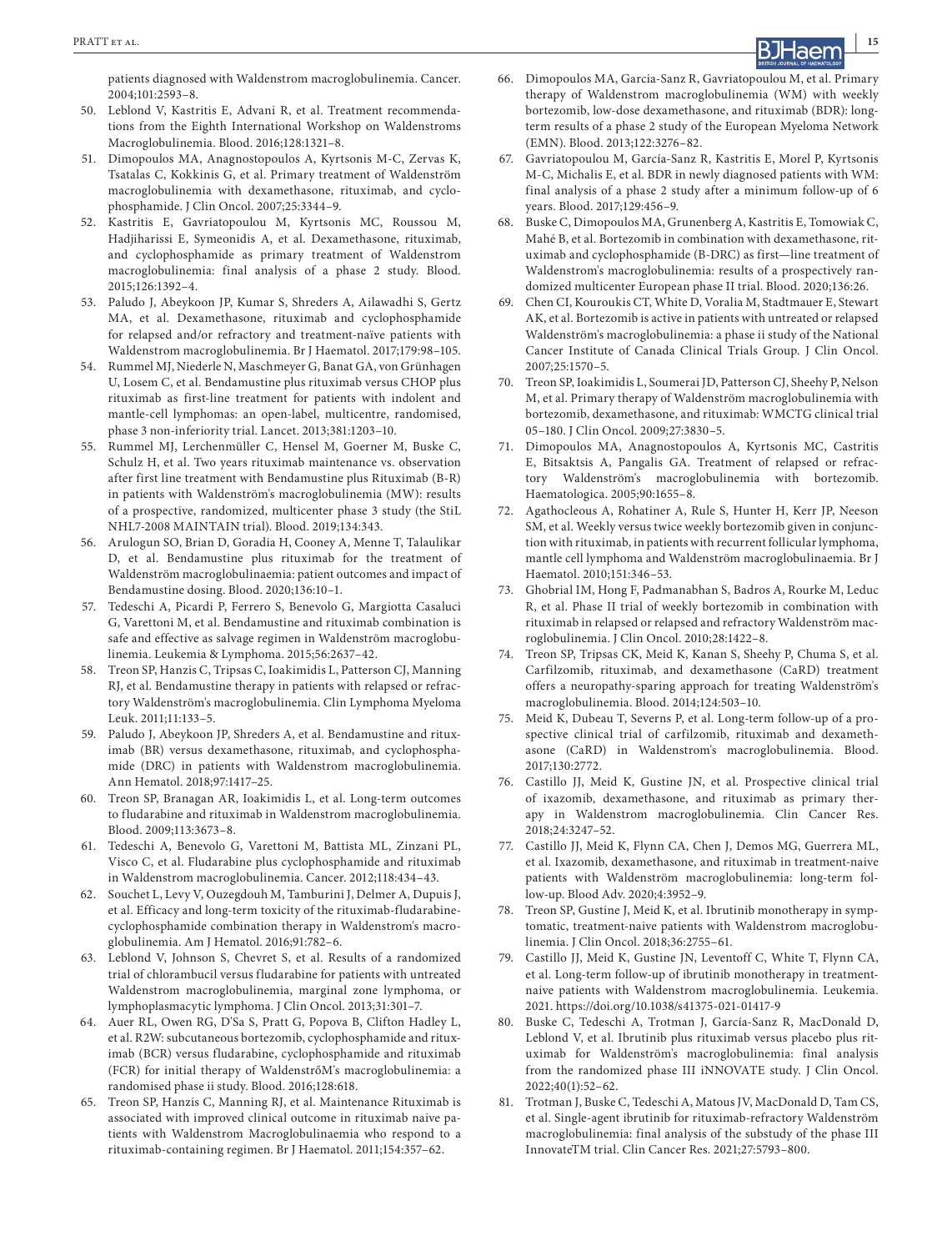patients diagnosed with Waldenstrom macroglobulinemia. Cancer. 2004;101:2593–8.

50. Leblond V, Kastritis E, Advani R, et al. Treatment recommendations from the Eighth International Workshop on Waldenstroms Macroglobulinemia. Blood. 2016;128:1321–8.
51. Dimopoulos MA, Anagnostopoulos A, Kyrtsonis M-C, Zervas K, Tsatalas C, Kokkinis G, et al. Primary treatment of Waldenström macroglobulinemia with dexamethasone, rituximab, and cyclophosphamide. J Clin Oncol. 2007;25:3344–9.
52. Kastritis E, Gavriatopoulou M, Kyrtsonis MC, Roussou M, Hadjiharissi E, Symeonidis A, et al. Dexamethasone, rituximab, and cyclophosphamide as primary treatment of Waldenstrom macroglobulinemia: final analysis of a phase 2 study. Blood. 2015;126:1392–4.
53. Paludo J, Abeykoon JP, Kumar S, Shreders A, Ailawadhi S, Gertz MA, et al. Dexamethasone, rituximab and cyclophosphamide for relapsed and/or refractory and treatment-naïve patients with Waldenstrom macroglobulinemia. Br J Haematol. 2017;179:98–105.
54. Rummel MJ, Niederle N, Maschmeyer G, Banat GA, von Grünhagen U, Losem C, et al. Bendamustine plus rituximab versus CHOP plus rituximab as first-line treatment for patients with indolent and mantle-cell lymphomas: an open-label, multicentre, randomised, phase 3 non-inferiority trial. Lancet. 2013;381:1203–10.
55. Rummel MJ, Lerchenmüller C, Hensel M, Goerner M, Buske C, Schulz H, et al. Two years rituximab maintenance vs. observation after first line treatment with Bendamustine plus Rituximab (B-R) in patients with Waldenström's macroglobulinemia (MW): results of a prospective, randomized, multicenter phase 3 study (the StiL NHL7-2008 MAINTAIN trial). Blood. 2019;134:343.
56. Arulogun SO, Brian D, Goradia H, Cooney A, Menne T, Talaulikar D, et al. Bendamustine plus rituximab for the treatment of Waldenström macroglobulinaemia: patient outcomes and impact of Bendamustine dosing. Blood. 2020;136:10–1.
57. Tedeschi A, Picardi P, Ferrero S, Benevolo G, Margiotta Casaluci G, Varettoni M, et al. Bendamustine and rituximab combination is safe and effective as salvage regimen in Waldenström macroglobulinemia. Leukemia & Lymphoma. 2015;56:2637–42.
58. Treon SP, Hanzis C, Tripsas C, Ioakimidis L, Patterson CJ, Manning RJ, et al. Bendamustine therapy in patients with relapsed or refractory Waldenström's macroglobulinemia. Clin Lymphoma Myeloma Leuk. 2011;11:133–5.
59. Paludo J, Abeykoon JP, Shreders A, et al. Bendamustine and rituximab (BR) versus dexamethasone, rituximab, and cyclophosphamide (DRC) in patients with Waldenstrom macroglobulinemia. Ann Hematol. 2018;97:1417–25.
60. Treon SP, Branagan AR, Ioakimidis L, et al. Long-term outcomes to fludarabine and rituximab in Waldenstrom macroglobulinemia. Blood. 2009;113:3673–8.
61. Tedeschi A, Benevolo G, Varettoni M, Battista ML, Zinzani PL, Visco C, et al. Fludarabine plus cyclophosphamide and rituximab in Waldenstrom macroglobulinemia. Cancer. 2012;118:434–43.
62. Souchet L, Levy V, Ouzegdouh M, Tamburini J, Delmer A, Dupuis J, et al. Efficacy and long-term toxicity of the rituximab-fludarabine-cyclophosphamide combination therapy in Waldenstrom's macroglobulinemia. Am J Hematol. 2016;91:782–6.
63. Leblond V, Johnson S, Chevret S, et al. Results of a randomized trial of chlorambucil versus fludarabine for patients with untreated Waldenstrom macroglobulinemia, marginal zone lymphoma, or lymphoplasmacytic lymphoma. J Clin Oncol. 2013;31:301–7.
64. Auer RL, Owen RG, D'Sa S, Pratt G, Popova B, Clifton Hadley L, et al. R2W: subcutaneous bortezomib, cyclophosphamide and rituximab (BCR) versus fludarabine, cyclophosphamide and rituximab (FCR) for initial therapy of WaldenstrőM's macroglobulinemia: a randomised phase ii study. Blood. 2016;128:618.
65. Treon SP, Hanzis C, Manning RJ, et al. Maintenance Rituximab is associated with improved clinical outcome in rituximab naive patients with Waldenstrom Macroglobulinaemia who respond to a rituximab-containing regimen. Br J Haematol. 2011;154:357–62.
66. Dimopoulos MA, Garcia-Sanz R, Gavriatopoulou M, et al. Primary therapy of Waldenstrom macroglobulinemia (WM) with weekly bortezomib, low-dose dexamethasone, and rituximab (BDR): long-term results of a phase 2 study of the European Myeloma Network (EMN). Blood. 2013;122:3276–82.
67. Gavriatopoulou M, García-Sanz R, Kastritis E, Morel P, Kyrtsonis M-C, Michalis E, et al. BDR in newly diagnosed patients with WM: final analysis of a phase 2 study after a minimum follow-up of 6 years. Blood. 2017;129:456–9.
68. Buske C, Dimopoulos MA, Grunenberg A, Kastritis E, Tomowiak C, Mahé B, et al. Bortezomib in combination with dexamethasone, rituximab and cyclophosphamide (B-DRC) as first—line treatment of Waldenstrom's macroglobulinemia: results of a prospectively randomized multicenter European phase II trial. Blood. 2020;136:26.
69. Chen CI, Kouroukis CT, White D, Voralia M, Stadtmauer E, Stewart AK, et al. Bortezomib is active in patients with untreated or relapsed Waldenström's macroglobulinemia: a phase ii study of the National Cancer Institute of Canada Clinical Trials Group. J Clin Oncol. 2007;25:1570–5.
70. Treon SP, Ioakimidis L, Soumerai JD, Patterson CJ, Sheehy P, Nelson M, et al. Primary therapy of Waldenström macroglobulinemia with bortezomib, dexamethasone, and rituximab: WMCTG clinical trial 05–180. J Clin Oncol. 2009;27:3830–5.
71. Dimopoulos MA, Anagnostopoulos A, Kyrtsonis MC, Castritis E, Bitsaktsis A, Pangalis GA. Treatment of relapsed or refractory Waldenström's macroglobulinemia with bortezomib. Haematologica. 2005;90:1655–8.
72. Agathocleous A, Rohatiner A, Rule S, Hunter H, Kerr JP, Neeson SM, et al. Weekly versus twice weekly bortezomib given in conjunction with rituximab, in patients with recurrent follicular lymphoma, mantle cell lymphoma and Waldenström macroglobulinaemia. Br J Haematol. 2010;151:346–53.
73. Ghobrial IM, Hong F, Padmanabhan S, Badros A, Rourke M, Leduc R, et al. Phase II trial of weekly bortezomib in combination with rituximab in relapsed or relapsed and refractory Waldenström macroglobulinemia. J Clin Oncol. 2010;28:1422–8.
74. Treon SP, Tripsas CK, Meid K, Kanan S, Sheehy P, Chuma S, et al. Carfilzomib, rituximab, and dexamethasone (CaRD) treatment offers a neuropathy-sparing approach for treating Waldenström's macroglobulinemia. Blood. 2014;124:503–10.
75. Meid K, Dubeau T, Severns P, et al. Long-term follow-up of a prospective clinical trial of carfilzomib, rituximab and dexamethasone (CaRD) in Waldenstrom's macroglobulinemia. Blood. 2017;130:2772.
76. Castillo JJ, Meid K, Gustine JN, et al. Prospective clinical trial of ixazomib, dexamethasone, and rituximab as primary therapy in Waldenstrom macroglobulinemia. Clin Cancer Res. 2018;24:3247–52.
77. Castillo JJ, Meid K, Flynn CA, Chen J, Demos MG, Guerrera ML, et al. Ixazomib, dexamethasone, and rituximab in treatment-naive patients with Waldenström macroglobulinemia: long-term follow-up. Blood Adv. 2020;4:3952–9.
78. Treon SP, Gustine J, Meid K, et al. Ibrutinib monotherapy in symptomatic, treatment-naive patients with Waldenstrom macroglobulinemia. J Clin Oncol. 2018;36:2755–61.
79. Castillo JJ, Meid K, Gustine JN, Leventoff C, White T, Flynn CA, et al. Long-term follow-up of ibrutinib monotherapy in treatment-naive patients with Waldenstrom macroglobulinemia. Leukemia. 2021. https://doi.org/10.1038/s41375-021-01417-9
80. Buske C, Tedeschi A, Trotman J, García-Sanz R, MacDonald D, Leblond V, et al. Ibrutinib plus rituximab versus placebo plus rituximab for Waldenström's macroglobulinemia: final analysis from the randomized phase III iNNOVATE study. J Clin Oncol. 2022;40(1):52–62.
81. Trotman J, Buske C, Tedeschi A, Matous JV, MacDonald D, Tam CS, et al. Single-agent ibrutinib for rituximab-refractory Waldenström macroglobulinemia: final analysis of the substudy of the phase III InnovateTM trial. Clin Cancer Res. 2021;27:5793–800.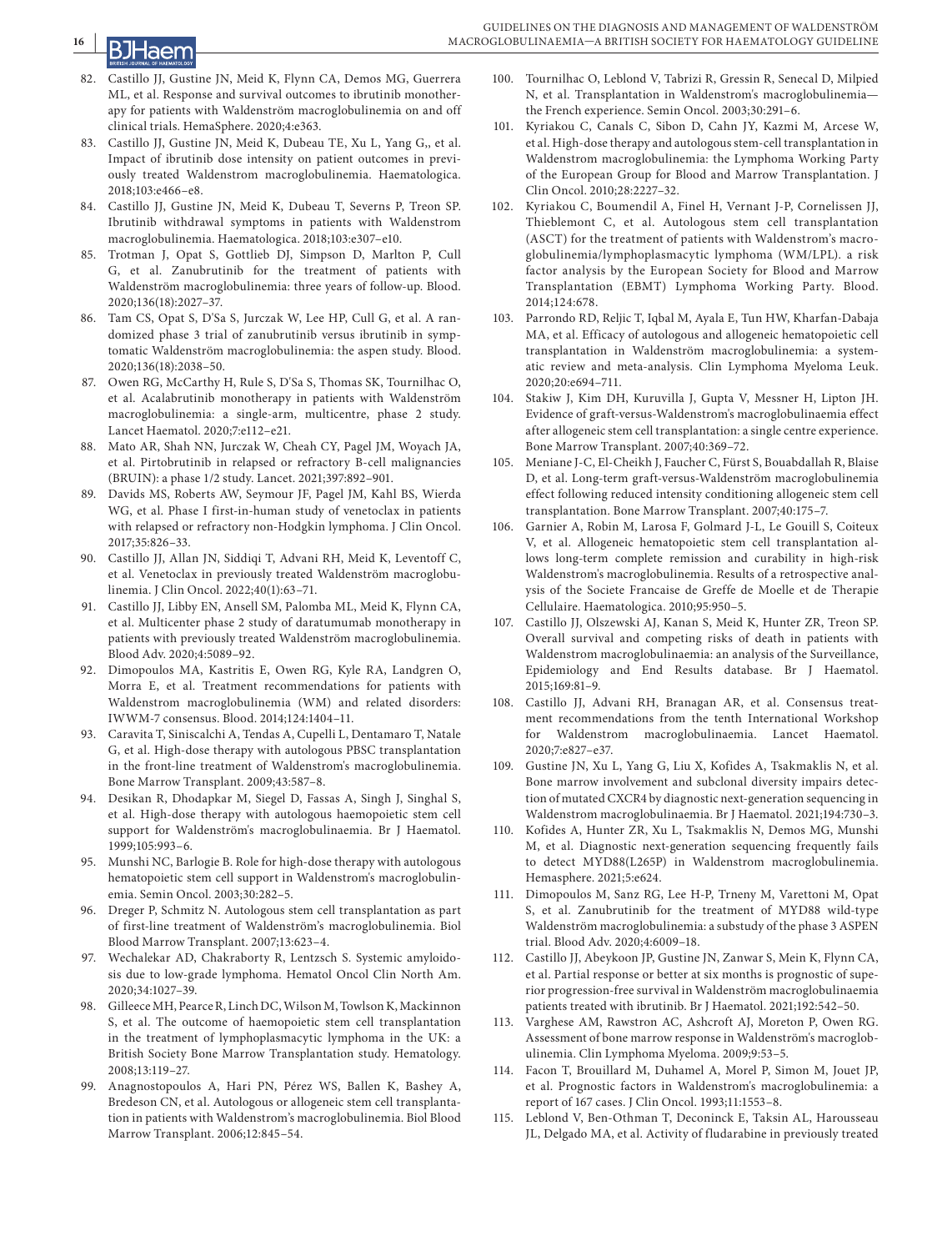82. Castillo JJ, Gustine JN, Meid K, Flynn CA, Demos MG, Guerrera ML, et al. Response and survival outcomes to ibrutinib monotherapy for patients with Waldenström macroglobulinemia on and off clinical trials. HemaSphere. 2020;4:e363.
83. Castillo JJ, Gustine JN, Meid K, Dubeau TE, Xu L, Yang G,, et al. Impact of ibrutinib dose intensity on patient outcomes in previously treated Waldenstrom macroglobulinemia. Haematologica. 2018;103:e466–e8.
84. Castillo JJ, Gustine JN, Meid K, Dubeau T, Severns P, Treon SP. Ibrutinib withdrawal symptoms in patients with Waldenstrom macroglobulinemia. Haematologica. 2018;103:e307–e10.
85. Trotman J, Opat S, Gottlieb DJ, Simpson D, Marlton P, Cull G, et al. Zanubrutinib for the treatment of patients with Waldenström macroglobulinemia: three years of follow-up. Blood. 2020;136(18):2027–37.
86. Tam CS, Opat S, D'Sa S, Jurczak W, Lee HP, Cull G, et al. A randomized phase 3 trial of zanubrutinib versus ibrutinib in symptomatic Waldenström macroglobulinemia: the aspen study. Blood. 2020;136(18):2038–50.
87. Owen RG, McCarthy H, Rule S, D'Sa S, Thomas SK, Tournilhac O, et al. Acalabrutinib monotherapy in patients with Waldenström macroglobulinemia: a single-arm, multicentre, phase 2 study. Lancet Haematol. 2020;7:e112–e21.
88. Mato AR, Shah NN, Jurczak W, Cheah CY, Pagel JM, Woyach JA, et al. Pirtobrutinib in relapsed or refractory B-cell malignancies (BRUIN): a phase 1/2 study. Lancet. 2021;397:892–901.
89. Davids MS, Roberts AW, Seymour JF, Pagel JM, Kahl BS, Wierda WG, et al. Phase I first-in-human study of venetoclax in patients with relapsed or refractory non-Hodgkin lymphoma. J Clin Oncol. 2017;35:826–33.
90. Castillo JJ, Allan JN, Siddiqi T, Advani RH, Meid K, Leventoff C, et al. Venetoclax in previously treated Waldenström macroglobulinemia. J Clin Oncol. 2022;40(1):63–71.
91. Castillo JJ, Libby EN, Ansell SM, Palomba ML, Meid K, Flynn CA, et al. Multicenter phase 2 study of daratumumab monotherapy in patients with previously treated Waldenström macroglobulinemia. Blood Adv. 2020;4:5089–92.
92. Dimopoulos MA, Kastritis E, Owen RG, Kyle RA, Landgren O, Morra E, et al. Treatment recommendations for patients with Waldenstrom macroglobulinemia (WM) and related disorders: IWWM-7 consensus. Blood. 2014;124:1404–11.
93. Caravita T, Siniscalchi A, Tendas A, Cupelli L, Dentamaro T, Natale G, et al. High-dose therapy with autologous PBSC transplantation in the front-line treatment of Waldenstrom's macroglobulinemia. Bone Marrow Transplant. 2009;43:587–8.
94. Desikan R, Dhodapkar M, Siegel D, Fassas A, Singh J, Singhal S, et al. High-dose therapy with autologous haemopoietic stem cell support for Waldenström's macroglobulinaemia. Br J Haematol. 1999;105:993–6.
95. Munshi NC, Barlogie B. Role for high-dose therapy with autologous hematopoietic stem cell support in Waldenstrom's macroglobulinemia. Semin Oncol. 2003;30:282–5.
96. Dreger P, Schmitz N. Autologous stem cell transplantation as part of first-line treatment of Waldenström's macroglobulinemia. Biol Blood Marrow Transplant. 2007;13:623–4.
97. Wechalekar AD, Chakraborty R, Lentzsch S. Systemic amyloidosis due to low-grade lymphoma. Hematol Oncol Clin North Am. 2020;34:1027–39.
98. Gilleece MH, Pearce R, Linch DC, Wilson M, Towlson K, Mackinnon S, et al. The outcome of haemopoietic stem cell transplantation in the treatment of lymphoplasmacytic lymphoma in the UK: a British Society Bone Marrow Transplantation study. Hematology. 2008;13:119–27.
99. Anagnostopoulos A, Hari PN, Pérez WS, Ballen K, Bashey A, Bredeson CN, et al. Autologous or allogeneic stem cell transplantation in patients with Waldenstrom's macroglobulinemia. Biol Blood Marrow Transplant. 2006;12:845–54.
100. Tournilhac O, Leblond V, Tabrizi R, Gressin R, Senecal D, Milpied N, et al. Transplantation in Waldenstrom's macroglobulinemia—the French experience. Semin Oncol. 2003;30:291–6.
101. Kyriakou C, Canals C, Sibon D, Cahn JY, Kazmi M, Arcese W, et al. High-dose therapy and autologous stem-cell transplantation in Waldenstrom macroglobulinemia: the Lymphoma Working Party of the European Group for Blood and Marrow Transplantation. J Clin Oncol. 2010;28:2227–32.
102. Kyriakou C, Boumendil A, Finel H, Vernant J-P, Cornelissen JJ, Thieblemont C, et al. Autologous stem cell transplantation (ASCT) for the treatment of patients with Waldenstrom's macroglobulinemia/lymphoplasmacytic lymphoma (WM/LPL). a risk factor analysis by the European Society for Blood and Marrow Transplantation (EBMT) Lymphoma Working Party. Blood. 2014;124:678.
103. Parrondo RD, Reljic T, Iqbal M, Ayala E, Tun HW, Kharfan-Dabaja MA, et al. Efficacy of autologous and allogeneic hematopoietic cell transplantation in Waldenström macroglobulinemia: a systematic review and meta-analysis. Clin Lymphoma Myeloma Leuk. 2020;20:e694–711.
104. Stakiw J, Kim DH, Kuruvilla J, Gupta V, Messner H, Lipton JH. Evidence of graft-versus-Waldenstrom's macroglobulinaemia effect after allogeneic stem cell transplantation: a single centre experience. Bone Marrow Transplant. 2007;40:369–72.
105. Meniane J-C, El-Cheikh J, Faucher C, Fürst S, Bouabdallah R, Blaise D, et al. Long-term graft-versus-Waldenström macroglobulinemia effect following reduced intensity conditioning allogeneic stem cell transplantation. Bone Marrow Transplant. 2007;40:175–7.
106. Garnier A, Robin M, Larosa F, Golmard J-L, Le Gouill S, Coiteux V, et al. Allogeneic hematopoietic stem cell transplantation allows long-term complete remission and curability in high-risk Waldenstrom's macroglobulinemia. Results of a retrospective analysis of the Societe Francaise de Greffe de Moelle et de Therapie Cellulaire. Haematologica. 2010;95:950–5.
107. Castillo JJ, Olszewski AJ, Kanan S, Meid K, Hunter ZR, Treon SP. Overall survival and competing risks of death in patients with Waldenstrom macroglobulinaemia: an analysis of the Surveillance, Epidemiology and End Results database. Br J Haematol. 2015;169:81–9.
108. Castillo JJ, Advani RH, Branagan AR, et al. Consensus treatment recommendations from the tenth International Workshop for Waldenstrom macroglobulinaemia. Lancet Haematol. 2020;7:e827–e37.
109. Gustine JN, Xu L, Yang G, Liu X, Kofides A, Tsakmaklis N, et al. Bone marrow involvement and subclonal diversity impairs detection of mutated CXCR4 by diagnostic next-generation sequencing in Waldenstrom macroglobulinaemia. Br J Haematol. 2021;194:730–3.
110. Kofides A, Hunter ZR, Xu L, Tsakmaklis N, Demos MG, Munshi M, et al. Diagnostic next-generation sequencing frequently fails to detect MYD88(L265P) in Waldenstrom macroglobulinemia. Hemasphere. 2021;5:e624.
111. Dimopoulos M, Sanz RG, Lee H-P, Trneny M, Varettoni M, Opat S, et al. Zanubrutinib for the treatment of MYD88 wild-type Waldenström macroglobulinemia: a substudy of the phase 3 ASPEN trial. Blood Adv. 2020;4:6009–18.
112. Castillo JJ, Abeykoon JP, Gustine JN, Zanwar S, Mein K, Flynn CA, et al. Partial response or better at six months is prognostic of superior progression-free survival in Waldenström macroglobulinaemia patients treated with ibrutinib. Br J Haematol. 2021;192:542–50.
113. Varghese AM, Rawstron AC, Ashcroft AJ, Moreton P, Owen RG. Assessment of bone marrow response in Waldenström's macroglobulinemia. Clin Lymphoma Myeloma. 2009;9:53–5.
114. Facon T, Brouillard M, Duhamel A, Morel P, Simon M, Jouet JP, et al. Prognostic factors in Waldenstrom's macroglobulinemia: a report of 167 cases. J Clin Oncol. 1993;11:1553–8.
115. Leblond V, Ben-Othman T, Deconinck E, Taksin AL, Harousseau JL, Delgado MA, et al. Activity of fludarabine in previously treated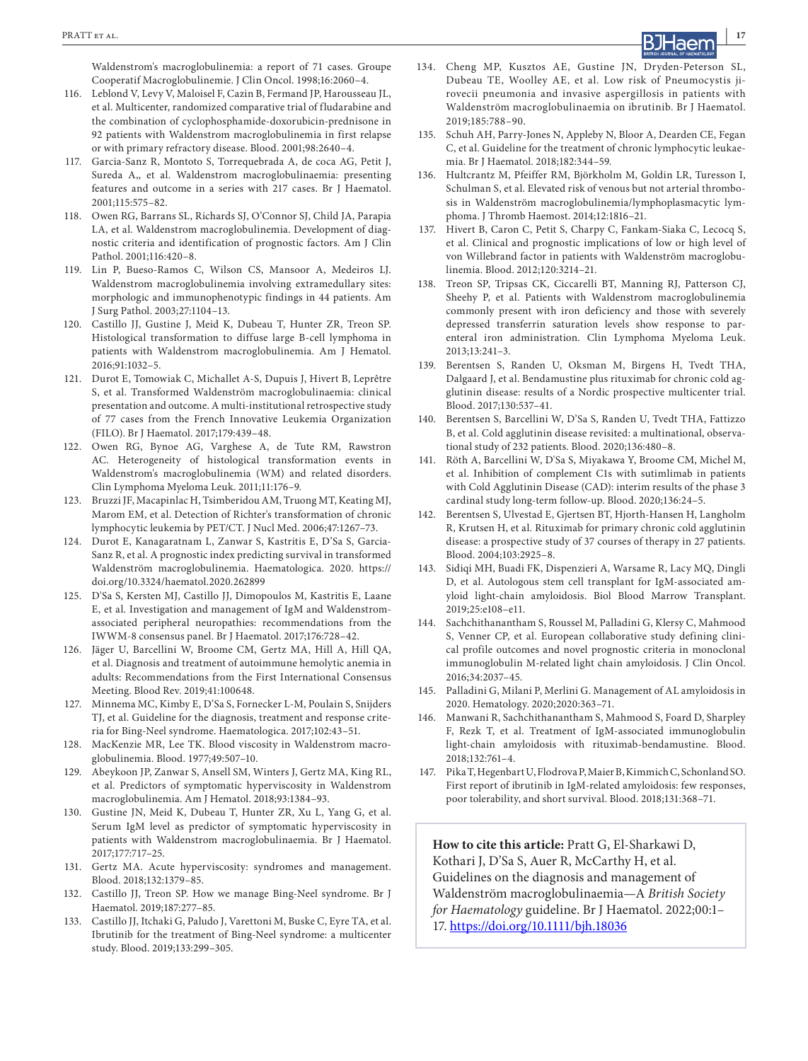Waldenstrom's macroglobulinemia: a report of 71 cases. Groupe Cooperatif Macroglobulinemie. J Clin Oncol. 1998;16:2060–4.

116. Leblond V, Levy V, Maloisel F, Cazin B, Fermand JP, Harousseau JL, et al. Multicenter, randomized comparative trial of fludarabine and the combination of cyclophosphamide-doxorubicin-prednisone in 92 patients with Waldenstrom macroglobulinemia in first relapse or with primary refractory disease. Blood. 2001;98:2640–4.
117. Garcia-Sanz R, Montoto S, Torrequebrada A, de coca AG, Petit J, Sureda A,, et al. Waldenstrom macroglobulinaemia: presenting features and outcome in a series with 217 cases. Br J Haematol. 2001;115:575–82.
118. Owen RG, Barrans SL, Richards SJ, O'Connor SJ, Child JA, Parapia LA, et al. Waldenstrom macroglobulinemia. Development of diagnostic criteria and identification of prognostic factors. Am J Clin Pathol. 2001;116:420–8.
119. Lin P, Bueso-Ramos C, Wilson CS, Mansoor A, Medeiros LJ. Waldenstrom macroglobulinemia involving extramedullary sites: morphologic and immunophenotypic findings in 44 patients. Am J Surg Pathol. 2003;27:1104–13.
120. Castillo JJ, Gustine J, Meid K, Dubeau T, Hunter ZR, Treon SP. Histological transformation to diffuse large B-cell lymphoma in patients with Waldenstrom macroglobulinemia. Am J Hematol. 2016;91:1032–5.
121. Durot E, Tomowiak C, Michallet A-S, Dupuis J, Hivert B, Leprêtre S, et al. Transformed Waldenström macroglobulinaemia: clinical presentation and outcome. A multi-institutional retrospective study of 77 cases from the French Innovative Leukemia Organization (FILO). Br J Haematol. 2017;179:439–48.
122. Owen RG, Bynoe AG, Varghese A, de Tute RM, Rawstron AC. Heterogeneity of histological transformation events in Waldenstrom's macroglobulinemia (WM) and related disorders. Clin Lymphoma Myeloma Leuk. 2011;11:176–9.
123. Bruzzi JF, Macapinlac H, Tsimberidou AM, Truong MT, Keating MJ, Marom EM, et al. Detection of Richter's transformation of chronic lymphocytic leukemia by PET/CT. J Nucl Med. 2006;47:1267–73.
124. Durot E, Kanagaratnam L, Zanwar S, Kastritis E, D'Sa S, Garcia-Sanz R, et al. A prognostic index predicting survival in transformed Waldenström macroglobulinemia. Haematologica. 2020. https://doi.org/10.3324/haematol.2020.262899
125. D'Sa S, Kersten MJ, Castillo JJ, Dimopoulos M, Kastritis E, Laane E, et al. Investigation and management of IgM and Waldenstrom-associated peripheral neuropathies: recommendations from the IWWM-8 consensus panel. Br J Haematol. 2017;176:728–42.
126. Jäger U, Barcellini W, Broome CM, Gertz MA, Hill A, Hill QA, et al. Diagnosis and treatment of autoimmune hemolytic anemia in adults: Recommendations from the First International Consensus Meeting. Blood Rev. 2019;41:100648.
127. Minnema MC, Kimby E, D'Sa S, Fornecker L-M, Poulain S, Snijders TJ, et al. Guideline for the diagnosis, treatment and response criteria for Bing-Neel syndrome. Haematologica. 2017;102:43–51.
128. MacKenzie MR, Lee TK. Blood viscosity in Waldenstrom macroglobulinemia. Blood. 1977;49:507–10.
129. Abeykoon JP, Zanwar S, Ansell SM, Winters J, Gertz MA, King RL, et al. Predictors of symptomatic hyperviscosity in Waldenstrom macroglobulinemia. Am J Hematol. 2018;93:1384–93.
130. Gustine JN, Meid K, Dubeau T, Hunter ZR, Xu L, Yang G, et al. Serum IgM level as predictor of symptomatic hyperviscosity in patients with Waldenstrom macroglobulinaemia. Br J Haematol. 2017;177:717–25.
131. Gertz MA. Acute hyperviscosity: syndromes and management. Blood. 2018;132:1379–85.
132. Castillo JJ, Treon SP. How we manage Bing-Neel syndrome. Br J Haematol. 2019;187:277–85.
133. Castillo JJ, Itchaki G, Paludo J, Varettoni M, Buske C, Eyre TA, et al. Ibrutinib for the treatment of Bing-Neel syndrome: a multicenter study. Blood. 2019;133:299–305.
134. Cheng MP, Kusztos AE, Gustine JN, Dryden-Peterson SL, Dubeau TE, Woolley AE, et al. Low risk of Pneumocystis jirovecii pneumonia and invasive aspergillosis in patients with Waldenström macroglobulinaemia on ibrutinib. Br J Haematol. 2019;185:788–90.
135. Schuh AH, Parry-Jones N, Appleby N, Bloor A, Dearden CE, Fegan C, et al. Guideline for the treatment of chronic lymphocytic leukaemia. Br J Haematol. 2018;182:344–59.
136. Hultcrantz M, Pfeiffer RM, Björkholm M, Goldin LR, Turesson I, Schulman S, et al. Elevated risk of venous but not arterial thrombosis in Waldenström macroglobulinemia/lymphoplasmacytic lymphoma. J Thromb Haemost. 2014;12:1816–21.
137. Hivert B, Caron C, Petit S, Charpy C, Fankam-Siaka C, Lecocq S, et al. Clinical and prognostic implications of low or high level of von Willebrand factor in patients with Waldenström macroglobulinemia. Blood. 2012;120:3214–21.
138. Treon SP, Tripsas CK, Ciccarelli BT, Manning RJ, Patterson CJ, Sheehy P, et al. Patients with Waldenstrom macroglobulinemia commonly present with iron deficiency and those with severely depressed transferrin saturation levels show response to parenteral iron administration. Clin Lymphoma Myeloma Leuk. 2013;13:241–3.
139. Berentsen S, Randen U, Oksman M, Birgens H, Tvedt THA, Dalgaard J, et al. Bendamustine plus rituximab for chronic cold agglutinin disease: results of a Nordic prospective multicenter trial. Blood. 2017;130:537–41.
140. Berentsen S, Barcellini W, D'Sa S, Randen U, Tvedt THA, Fattizzo B, et al. Cold agglutinin disease revisited: a multinational, observational study of 232 patients. Blood. 2020;136:480–8.
141. Röth A, Barcellini W, D'Sa S, Miyakawa Y, Broome CM, Michel M, et al. Inhibition of complement C1s with sutimlimab in patients with Cold Agglutinin Disease (CAD): interim results of the phase 3 cardinal study long-term follow-up. Blood. 2020;136:24–5.
142. Berentsen S, Ulvestad E, Gjertsen BT, Hjorth-Hansen H, Langholm R, Krutsen H, et al. Rituximab for primary chronic cold agglutinin disease: a prospective study of 37 courses of therapy in 27 patients. Blood. 2004;103:2925–8.
143. Sidiqi MH, Buadi FK, Dispenzieri A, Warsame R, Lacy MQ, Dingli D, et al. Autologous stem cell transplant for IgM-associated amyloid light-chain amyloidosis. Biol Blood Marrow Transplant. 2019;25:e108–e11.
144. Sachchithanantham S, Roussel M, Palladini G, Klersy C, Mahmood S, Venner CP, et al. European collaborative study defining clinical profile outcomes and novel prognostic criteria in monoclonal immunoglobulin M-related light chain amyloidosis. J Clin Oncol. 2016;34:2037–45.
145. Palladini G, Milani P, Merlini G. Management of AL amyloidosis in 2020. Hematology. 2020;2020:363–71.
146. Manwani R, Sachchithanantham S, Mahmood S, Foard D, Sharpley F, Rezk T, et al. Treatment of IgM-associated immunoglobulin light-chain amyloidosis with rituximab-bendamustine. Blood. 2018;132:761–4.
147. Pika T, Hegenbart U, Flodrova P, Maier B, Kimmich C, Schonland SO. First report of ibrutinib in IgM-related amyloidosis: few responses, poor tolerability, and short survival. Blood. 2018;131:368–71.

**How to cite this article:** Pratt G, El-Sharkawi D, Kothari J, D'Sa S, Auer R, McCarthy H, et al. Guidelines on the diagnosis and management of Waldenström macroglobulinaemia—A *British Society for Haematology* guideline. Br J Haematol. 2022;00:1–17. https://doi.org/10.1111/bjh.18036